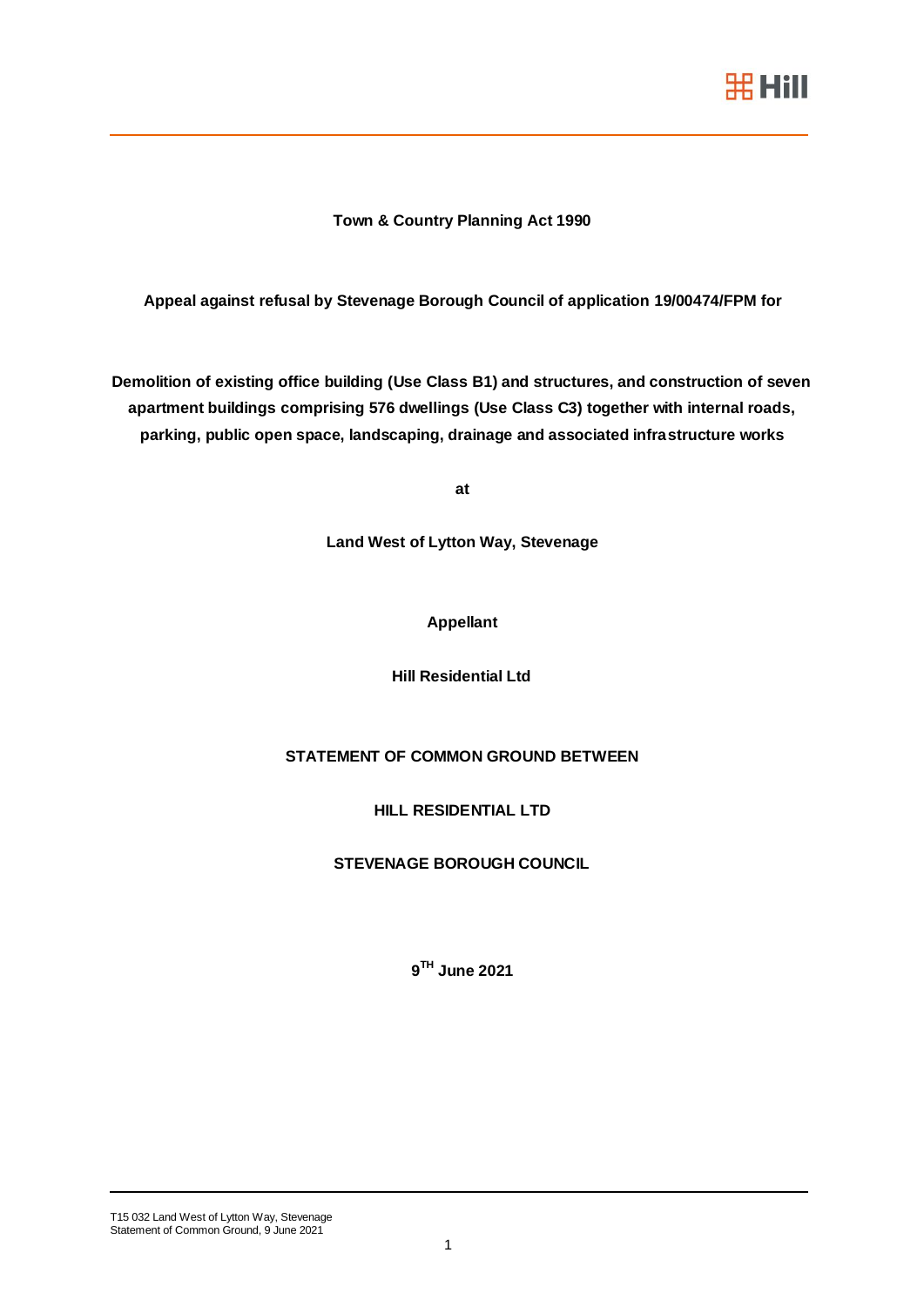**Town & Country Planning Act 1990**

**Appeal against refusal by Stevenage Borough Council of application 19/00474/FPM for**

**Demolition of existing office building (Use Class B1) and structures, and construction of seven apartment buildings comprising 576 dwellings (Use Class C3) together with internal roads, parking, public open space, landscaping, drainage and associated infrastructure works**

**at**

**Land West of Lytton Way, Stevenage**

**Appellant**

**Hill Residential Ltd**

**STATEMENT OF COMMON GROUND BETWEEN**

**HILL RESIDENTIAL LTD**

**STEVENAGE BOROUGH COUNCIL**

**9TH June 2021**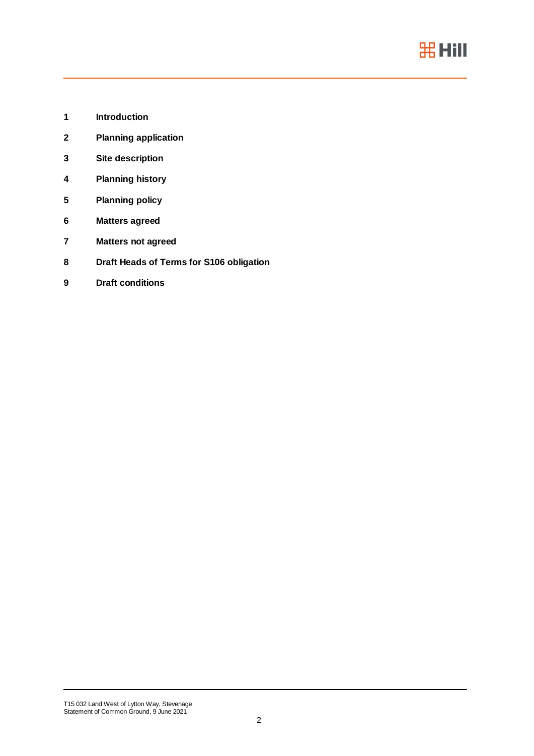1 **Introduction**

2 **Planning application**

3 **Site description**

4 **Planning history**

5 **Planning policy**

6 **Matters agreed**

7 **Matters not agreed**

8 **Draft Heads of Terms for S106 obligation**

9 **Draft conditions**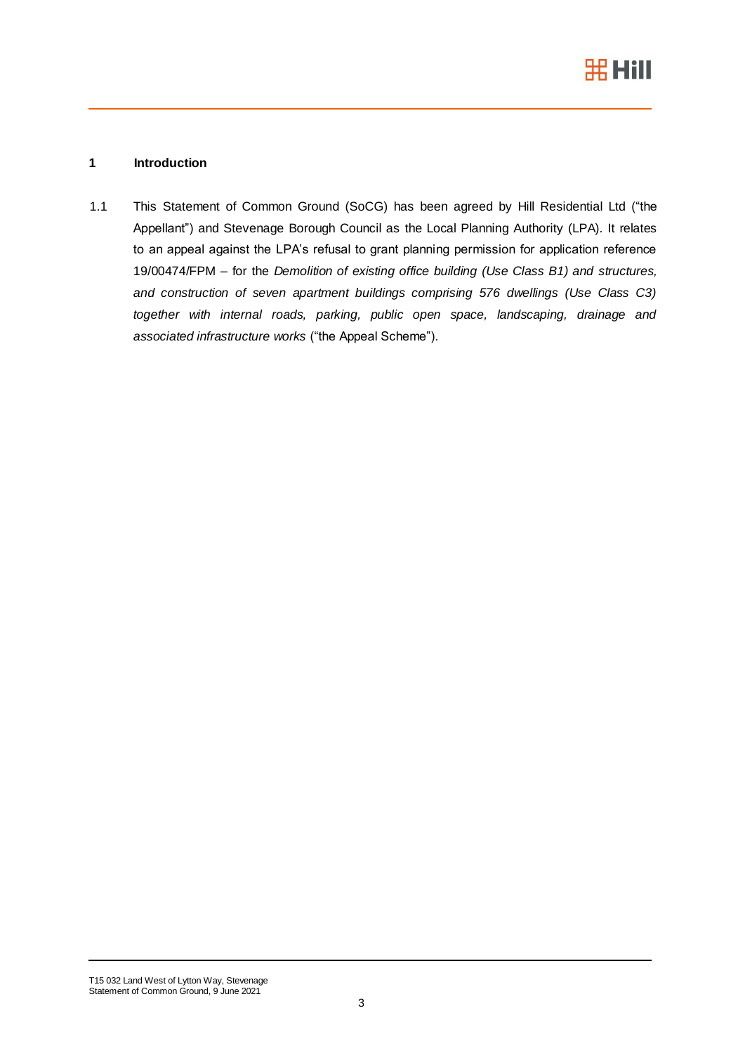## 1 Introduction

1.1 This Statement of Common Ground (SoCG) has been agreed by Hill Residential Ltd ("the Appellant") and Stevenage Borough Council as the Local Planning Authority (LPA). It relates to an appeal against the LPA's refusal to grant planning permission for application reference 19/00474/FPM – for the *Demolition of existing office building (Use Class B1) and structures, and construction of seven apartment buildings comprising 576 dwellings (Use Class C3) together with internal roads, parking, public open space, landscaping, drainage and associated infrastructure works* ("the Appeal Scheme").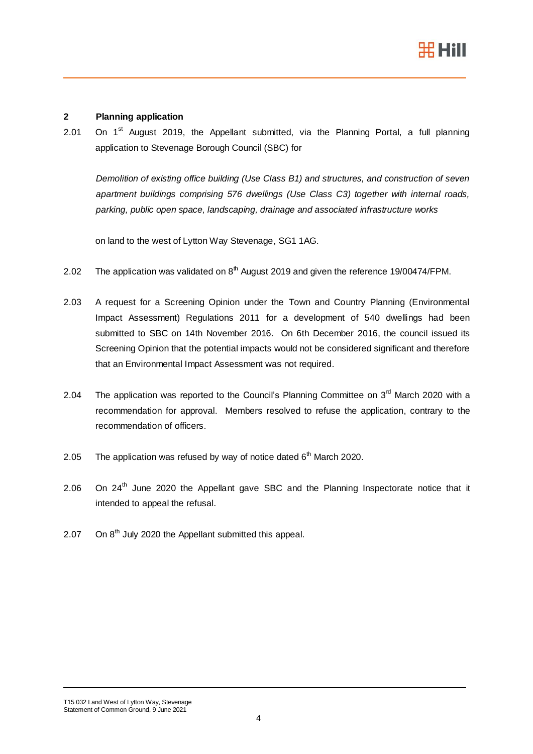## 2 Planning application

2.01 On 1st August 2019, the Appellant submitted, via the Planning Portal, a full planning application to Stevenage Borough Council (SBC) for

*Demolition of existing office building (Use Class B1) and structures, and construction of seven apartment buildings comprising 576 dwellings (Use Class C3) together with internal roads, parking, public open space, landscaping, drainage and associated infrastructure works*

on land to the west of Lytton Way Stevenage, SG1 1AG.

2.02 The application was validated on 8th August 2019 and given the reference 19/00474/FPM.

2.03 A request for a Screening Opinion under the Town and Country Planning (Environmental Impact Assessment) Regulations 2011 for a development of 540 dwellings had been submitted to SBC on 14th November 2016. On 6th December 2016, the council issued its Screening Opinion that the potential impacts would not be considered significant and therefore that an Environmental Impact Assessment was not required.

2.04 The application was reported to the Council's Planning Committee on 3rd March 2020 with a recommendation for approval. Members resolved to refuse the application, contrary to the recommendation of officers.

2.05 The application was refused by way of notice dated 6th March 2020.

2.06 On 24th June 2020 the Appellant gave SBC and the Planning Inspectorate notice that it intended to appeal the refusal.

2.07 On 8th July 2020 the Appellant submitted this appeal.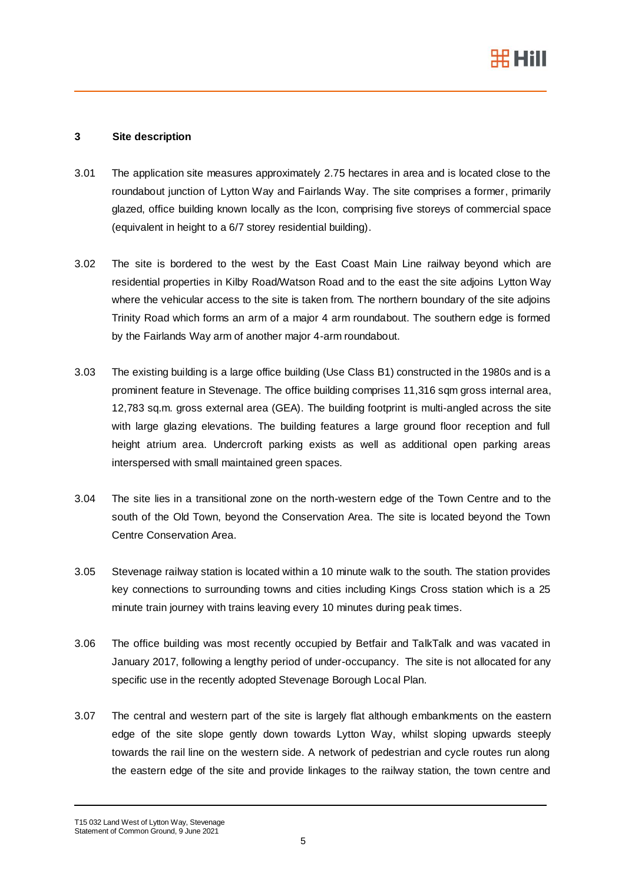## 3 Site description

3.01 The application site measures approximately 2.75 hectares in area and is located close to the roundabout junction of Lytton Way and Fairlands Way. The site comprises a former, primarily glazed, office building known locally as the Icon, comprising five storeys of commercial space (equivalent in height to a 6/7 storey residential building).

3.02 The site is bordered to the west by the East Coast Main Line railway beyond which are residential properties in Kilby Road/Watson Road and to the east the site adjoins Lytton Way where the vehicular access to the site is taken from. The northern boundary of the site adjoins Trinity Road which forms an arm of a major 4 arm roundabout. The southern edge is formed by the Fairlands Way arm of another major 4-arm roundabout.

3.03 The existing building is a large office building (Use Class B1) constructed in the 1980s and is a prominent feature in Stevenage. The office building comprises 11,316 sqm gross internal area, 12,783 sq.m. gross external area (GEA). The building footprint is multi-angled across the site with large glazing elevations. The building features a large ground floor reception and full height atrium area. Undercroft parking exists as well as additional open parking areas interspersed with small maintained green spaces.

3.04 The site lies in a transitional zone on the north-western edge of the Town Centre and to the south of the Old Town, beyond the Conservation Area. The site is located beyond the Town Centre Conservation Area.

3.05 Stevenage railway station is located within a 10 minute walk to the south. The station provides key connections to surrounding towns and cities including Kings Cross station which is a 25 minute train journey with trains leaving every 10 minutes during peak times.

3.06 The office building was most recently occupied by Betfair and TalkTalk and was vacated in January 2017, following a lengthy period of under-occupancy. The site is not allocated for any specific use in the recently adopted Stevenage Borough Local Plan.

3.07 The central and western part of the site is largely flat although embankments on the eastern edge of the site slope gently down towards Lytton Way, whilst sloping upwards steeply towards the rail line on the western side. A network of pedestrian and cycle routes run along the eastern edge of the site and provide linkages to the railway station, the town centre and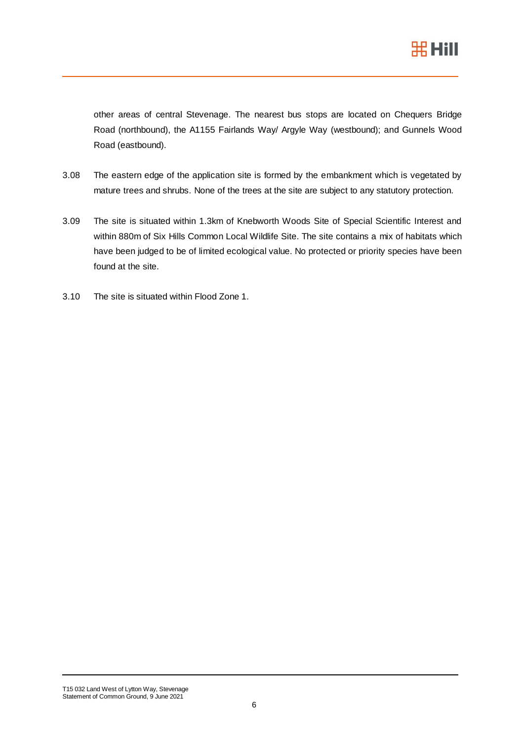other areas of central Stevenage. The nearest bus stops are located on Chequers Bridge Road (northbound), the A1155 Fairlands Way/ Argyle Way (westbound); and Gunnels Wood Road (eastbound).

3.08 The eastern edge of the application site is formed by the embankment which is vegetated by mature trees and shrubs. None of the trees at the site are subject to any statutory protection.

3.09 The site is situated within 1.3km of Knebworth Woods Site of Special Scientific Interest and within 880m of Six Hills Common Local Wildlife Site. The site contains a mix of habitats which have been judged to be of limited ecological value. No protected or priority species have been found at the site.

3.10 The site is situated within Flood Zone 1.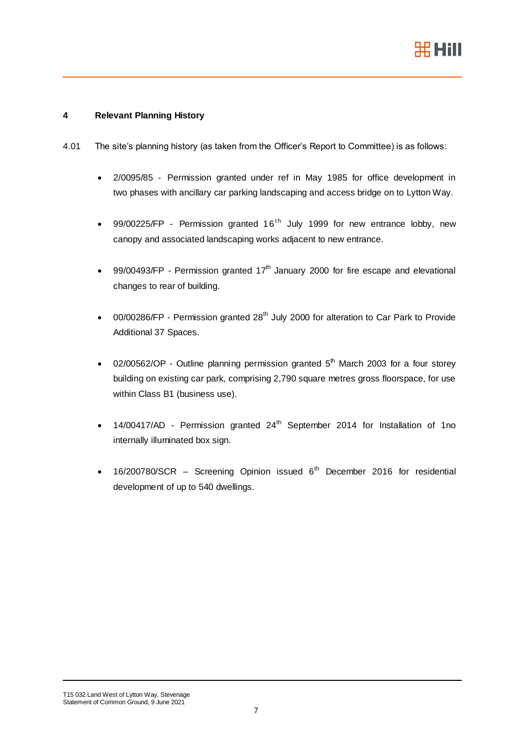## 4 Relevant Planning History

4.01 The site's planning history (as taken from the Officer's Report to Committee) is as follows:

- 2/0095/85 - Permission granted under ref in May 1985 for office development in two phases with ancillary car parking landscaping and access bridge on to Lytton Way.
- 99/00225/FP - Permission granted 16th July 1999 for new entrance lobby, new canopy and associated landscaping works adjacent to new entrance.
- 99/00493/FP - Permission granted 17th January 2000 for fire escape and elevational changes to rear of building.
- 00/00286/FP - Permission granted 28th July 2000 for alteration to Car Park to Provide Additional 37 Spaces.
- 02/00562/OP - Outline planning permission granted 5th March 2003 for a four storey building on existing car park, comprising 2,790 square metres gross floorspace, for use within Class B1 (business use).
- 14/00417/AD - Permission granted 24th September 2014 for Installation of 1no internally illuminated box sign.
- 16/200780/SCR – Screening Opinion issued 6th December 2016 for residential development of up to 540 dwellings.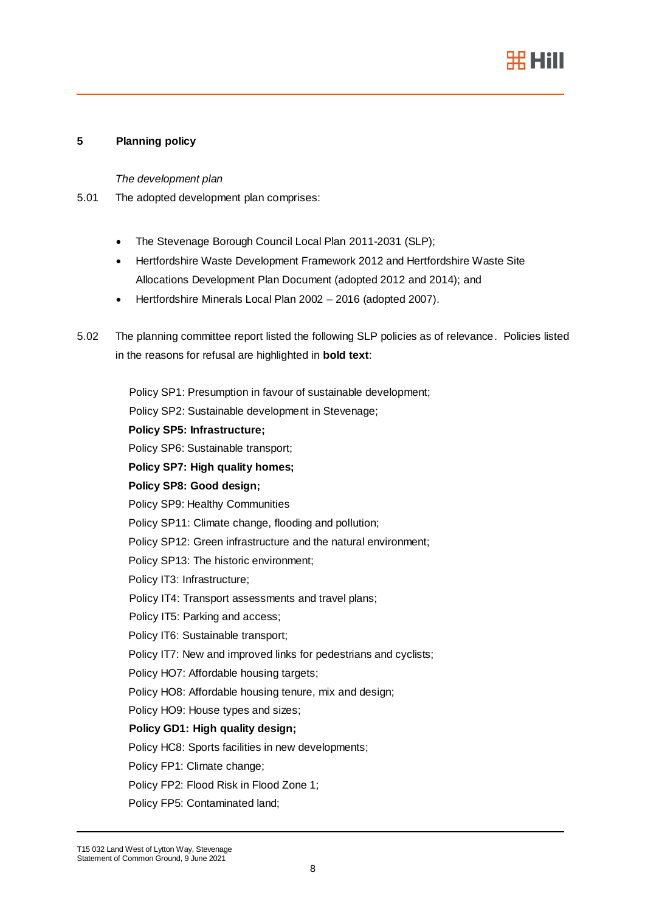## 5 Planning policy

*The development plan*

5.01 The adopted development plan comprises:

- The Stevenage Borough Council Local Plan 2011-2031 (SLP);
- Hertfordshire Waste Development Framework 2012 and Hertfordshire Waste Site Allocations Development Plan Document (adopted 2012 and 2014); and
- Hertfordshire Minerals Local Plan 2002 – 2016 (adopted 2007).

5.02 The planning committee report listed the following SLP policies as of relevance. Policies listed in the reasons for refusal are highlighted in **bold text**:

Policy SP1: Presumption in favour of sustainable development;
Policy SP2: Sustainable development in Stevenage;
**Policy SP5: Infrastructure;**
Policy SP6: Sustainable transport;
**Policy SP7: High quality homes;**
**Policy SP8: Good design;**
Policy SP9: Healthy Communities
Policy SP11: Climate change, flooding and pollution;
Policy SP12: Green infrastructure and the natural environment;
Policy SP13: The historic environment;
Policy IT3: Infrastructure;
Policy IT4: Transport assessments and travel plans;
Policy IT5: Parking and access;
Policy IT6: Sustainable transport;
Policy IT7: New and improved links for pedestrians and cyclists;
Policy HO7: Affordable housing targets;
Policy HO8: Affordable housing tenure, mix and design;
Policy HO9: House types and sizes;
**Policy GD1: High quality design;**
Policy HC8: Sports facilities in new developments;
Policy FP1: Climate change;
Policy FP2: Flood Risk in Flood Zone 1;
Policy FP5: Contaminated land;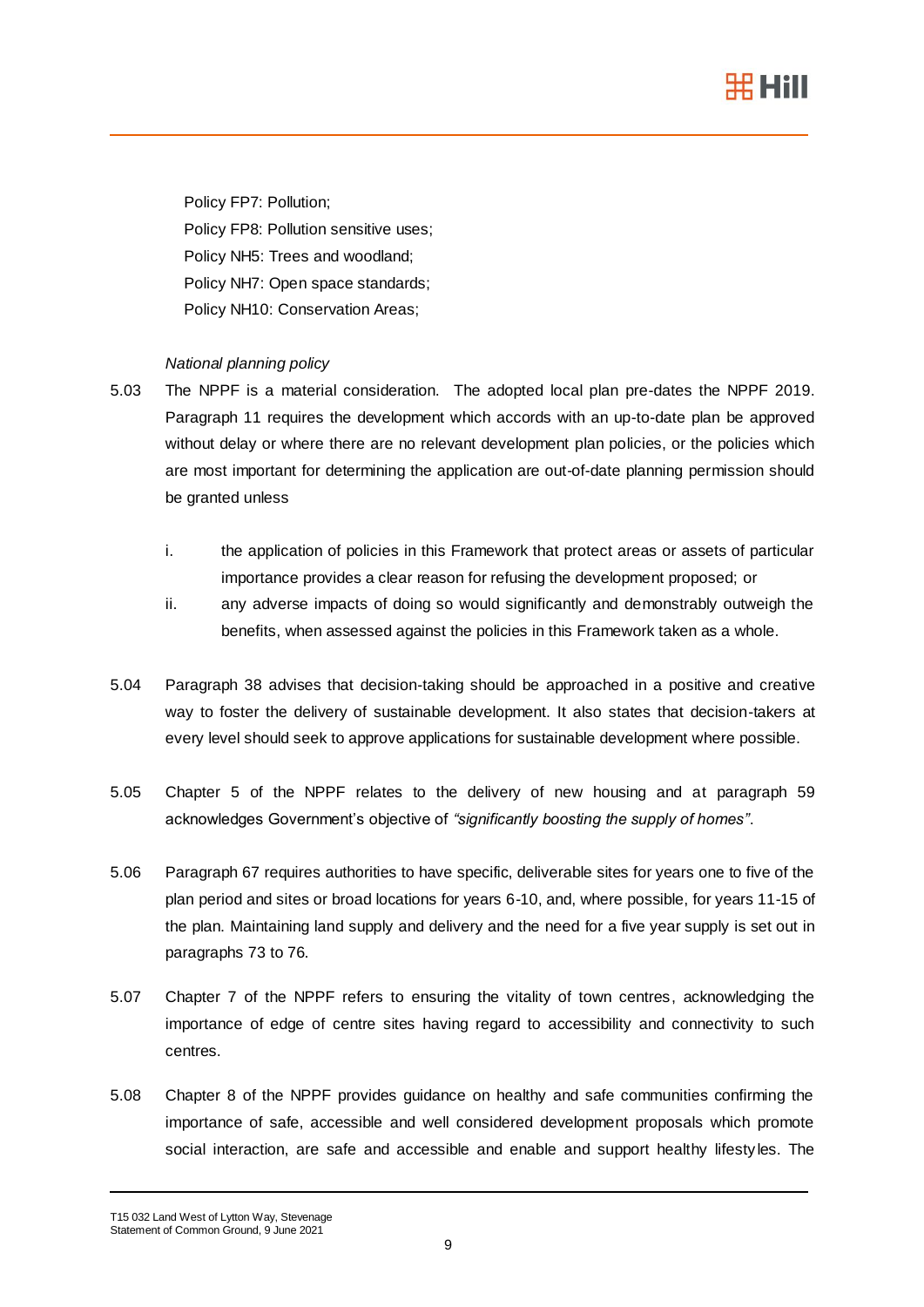Policy FP7: Pollution;
Policy FP8: Pollution sensitive uses;
Policy NH5: Trees and woodland;
Policy NH7: Open space standards;
Policy NH10: Conservation Areas;

*National planning policy*

5.03 The NPPF is a material consideration. The adopted local plan pre-dates the NPPF 2019. Paragraph 11 requires the development which accords with an up-to-date plan be approved without delay or where there are no relevant development plan policies, or the policies which are most important for determining the application are out-of-date planning permission should be granted unless

i. the application of policies in this Framework that protect areas or assets of particular importance provides a clear reason for refusing the development proposed; or

ii. any adverse impacts of doing so would significantly and demonstrably outweigh the benefits, when assessed against the policies in this Framework taken as a whole.

5.04 Paragraph 38 advises that decision-taking should be approached in a positive and creative way to foster the delivery of sustainable development. It also states that decision-takers at every level should seek to approve applications for sustainable development where possible.

5.05 Chapter 5 of the NPPF relates to the delivery of new housing and at paragraph 59 acknowledges Government's objective of *"significantly boosting the supply of homes"*.

5.06 Paragraph 67 requires authorities to have specific, deliverable sites for years one to five of the plan period and sites or broad locations for years 6-10, and, where possible, for years 11-15 of the plan. Maintaining land supply and delivery and the need for a five year supply is set out in paragraphs 73 to 76.

5.07 Chapter 7 of the NPPF refers to ensuring the vitality of town centres, acknowledging the importance of edge of centre sites having regard to accessibility and connectivity to such centres.

5.08 Chapter 8 of the NPPF provides guidance on healthy and safe communities confirming the importance of safe, accessible and well considered development proposals which promote social interaction, are safe and accessible and enable and support healthy lifestyles. The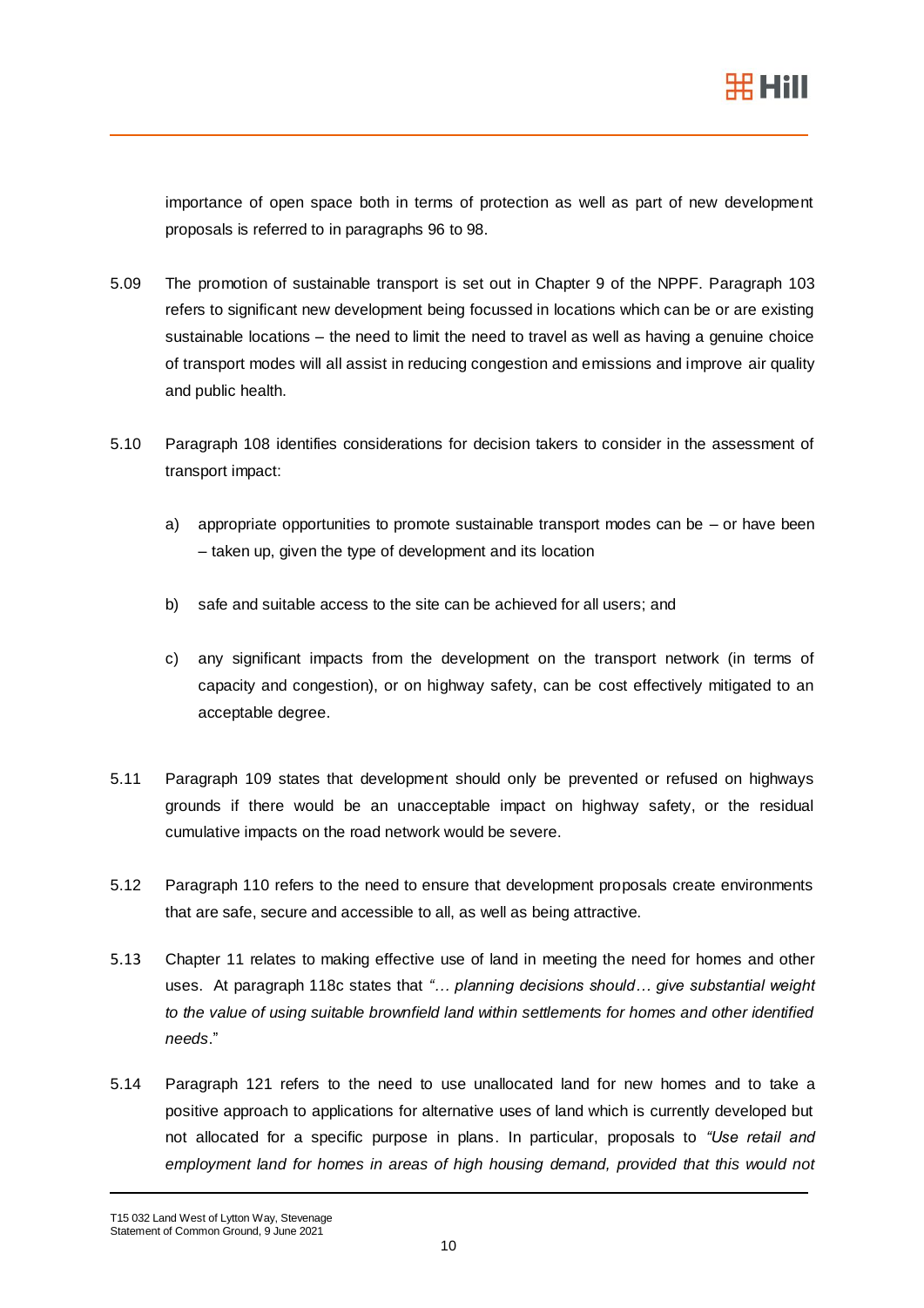importance of open space both in terms of protection as well as part of new development proposals is referred to in paragraphs 96 to 98.

5.09 The promotion of sustainable transport is set out in Chapter 9 of the NPPF. Paragraph 103 refers to significant new development being focussed in locations which can be or are existing sustainable locations – the need to limit the need to travel as well as having a genuine choice of transport modes will all assist in reducing congestion and emissions and improve air quality and public health.

5.10 Paragraph 108 identifies considerations for decision takers to consider in the assessment of transport impact:

a) appropriate opportunities to promote sustainable transport modes can be – or have been – taken up, given the type of development and its location

b) safe and suitable access to the site can be achieved for all users; and

c) any significant impacts from the development on the transport network (in terms of capacity and congestion), or on highway safety, can be cost effectively mitigated to an acceptable degree.

5.11 Paragraph 109 states that development should only be prevented or refused on highways grounds if there would be an unacceptable impact on highway safety, or the residual cumulative impacts on the road network would be severe.

5.12 Paragraph 110 refers to the need to ensure that development proposals create environments that are safe, secure and accessible to all, as well as being attractive.

5.13 Chapter 11 relates to making effective use of land in meeting the need for homes and other uses. At paragraph 118c states that *"… planning decisions should… give substantial weight to the value of using suitable brownfield land within settlements for homes and other identified needs*."

5.14 Paragraph 121 refers to the need to use unallocated land for new homes and to take a positive approach to applications for alternative uses of land which is currently developed but not allocated for a specific purpose in plans. In particular, proposals to *"Use retail and employment land for homes in areas of high housing demand, provided that this would not*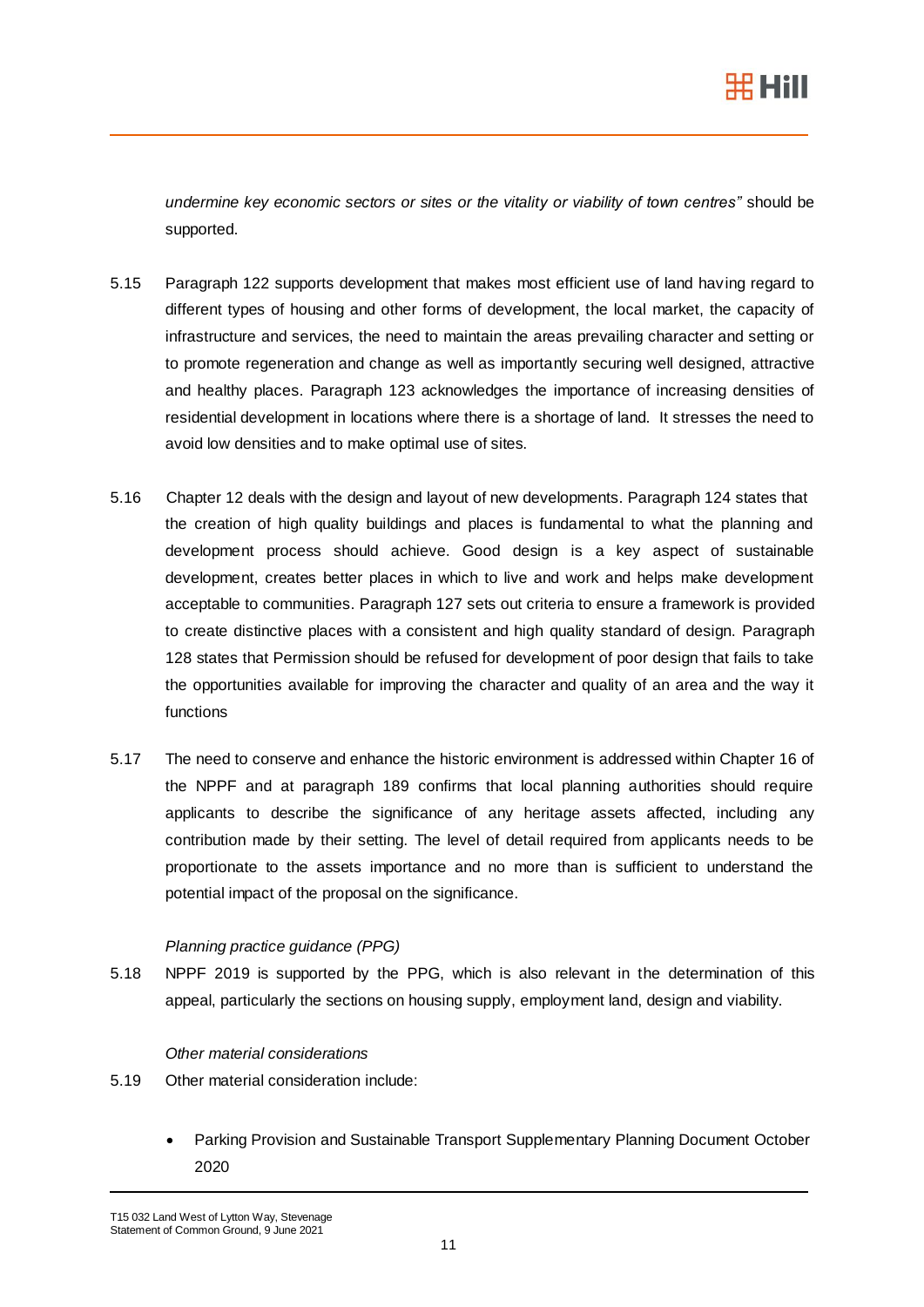*undermine key economic sectors or sites or the vitality or viability of town centres"* should be supported.

5.15 Paragraph 122 supports development that makes most efficient use of land having regard to different types of housing and other forms of development, the local market, the capacity of infrastructure and services, the need to maintain the areas prevailing character and setting or to promote regeneration and change as well as importantly securing well designed, attractive and healthy places. Paragraph 123 acknowledges the importance of increasing densities of residential development in locations where there is a shortage of land. It stresses the need to avoid low densities and to make optimal use of sites.

5.16 Chapter 12 deals with the design and layout of new developments. Paragraph 124 states that the creation of high quality buildings and places is fundamental to what the planning and development process should achieve. Good design is a key aspect of sustainable development, creates better places in which to live and work and helps make development acceptable to communities. Paragraph 127 sets out criteria to ensure a framework is provided to create distinctive places with a consistent and high quality standard of design. Paragraph 128 states that Permission should be refused for development of poor design that fails to take the opportunities available for improving the character and quality of an area and the way it functions

5.17 The need to conserve and enhance the historic environment is addressed within Chapter 16 of the NPPF and at paragraph 189 confirms that local planning authorities should require applicants to describe the significance of any heritage assets affected, including any contribution made by their setting. The level of detail required from applicants needs to be proportionate to the assets importance and no more than is sufficient to understand the potential impact of the proposal on the significance.

*Planning practice guidance (PPG)*

5.18 NPPF 2019 is supported by the PPG, which is also relevant in the determination of this appeal, particularly the sections on housing supply, employment land, design and viability.

*Other material considerations*

5.19 Other material consideration include:

- Parking Provision and Sustainable Transport Supplementary Planning Document October 2020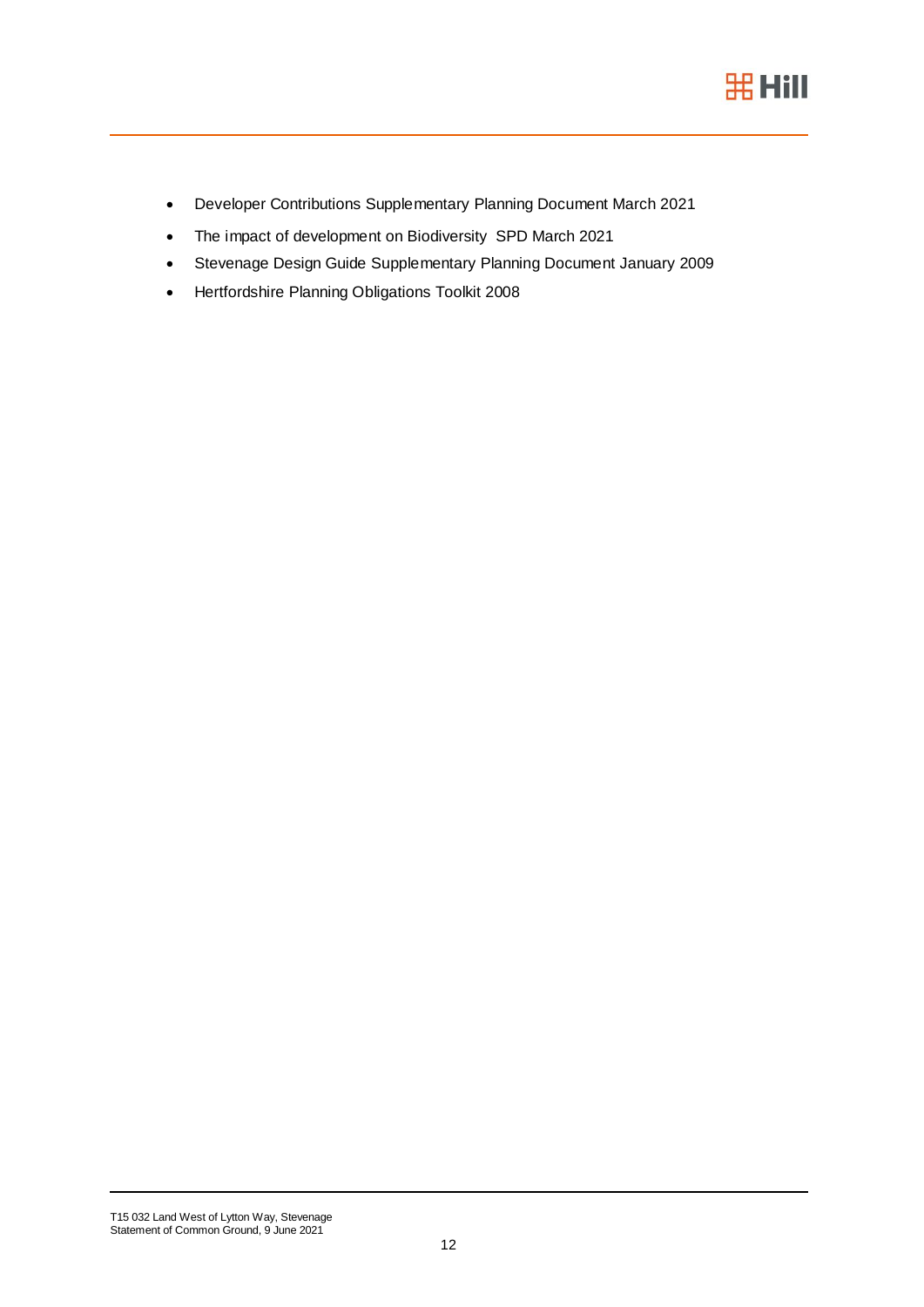- Developer Contributions Supplementary Planning Document March 2021
- The impact of development on Biodiversity SPD March 2021
- Stevenage Design Guide Supplementary Planning Document January 2009
- Hertfordshire Planning Obligations Toolkit 2008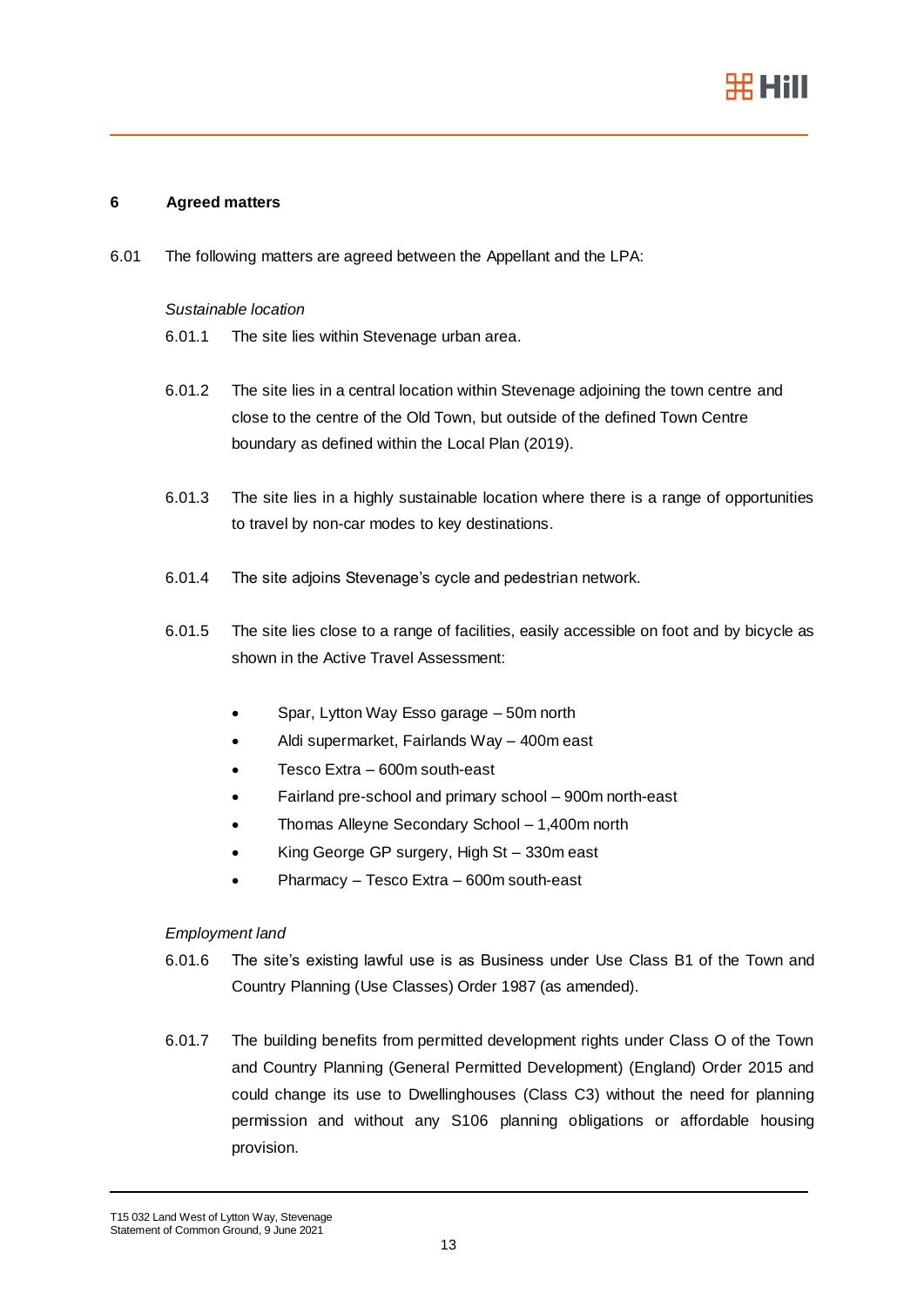## 6 Agreed matters

6.01 The following matters are agreed between the Appellant and the LPA:

*Sustainable location*

6.01.1 The site lies within Stevenage urban area.

6.01.2 The site lies in a central location within Stevenage adjoining the town centre and close to the centre of the Old Town, but outside of the defined Town Centre boundary as defined within the Local Plan (2019).

6.01.3 The site lies in a highly sustainable location where there is a range of opportunities to travel by non-car modes to key destinations.

6.01.4 The site adjoins Stevenage's cycle and pedestrian network.

6.01.5 The site lies close to a range of facilities, easily accessible on foot and by bicycle as shown in the Active Travel Assessment:

- Spar, Lytton Way Esso garage – 50m north
- Aldi supermarket, Fairlands Way – 400m east
- Tesco Extra – 600m south-east
- Fairland pre-school and primary school – 900m north-east
- Thomas Alleyne Secondary School – 1,400m north
- King George GP surgery, High St – 330m east
- Pharmacy – Tesco Extra – 600m south-east

*Employment land*

6.01.6 The site's existing lawful use is as Business under Use Class B1 of the Town and Country Planning (Use Classes) Order 1987 (as amended).

6.01.7 The building benefits from permitted development rights under Class O of the Town and Country Planning (General Permitted Development) (England) Order 2015 and could change its use to Dwellinghouses (Class C3) without the need for planning permission and without any S106 planning obligations or affordable housing provision.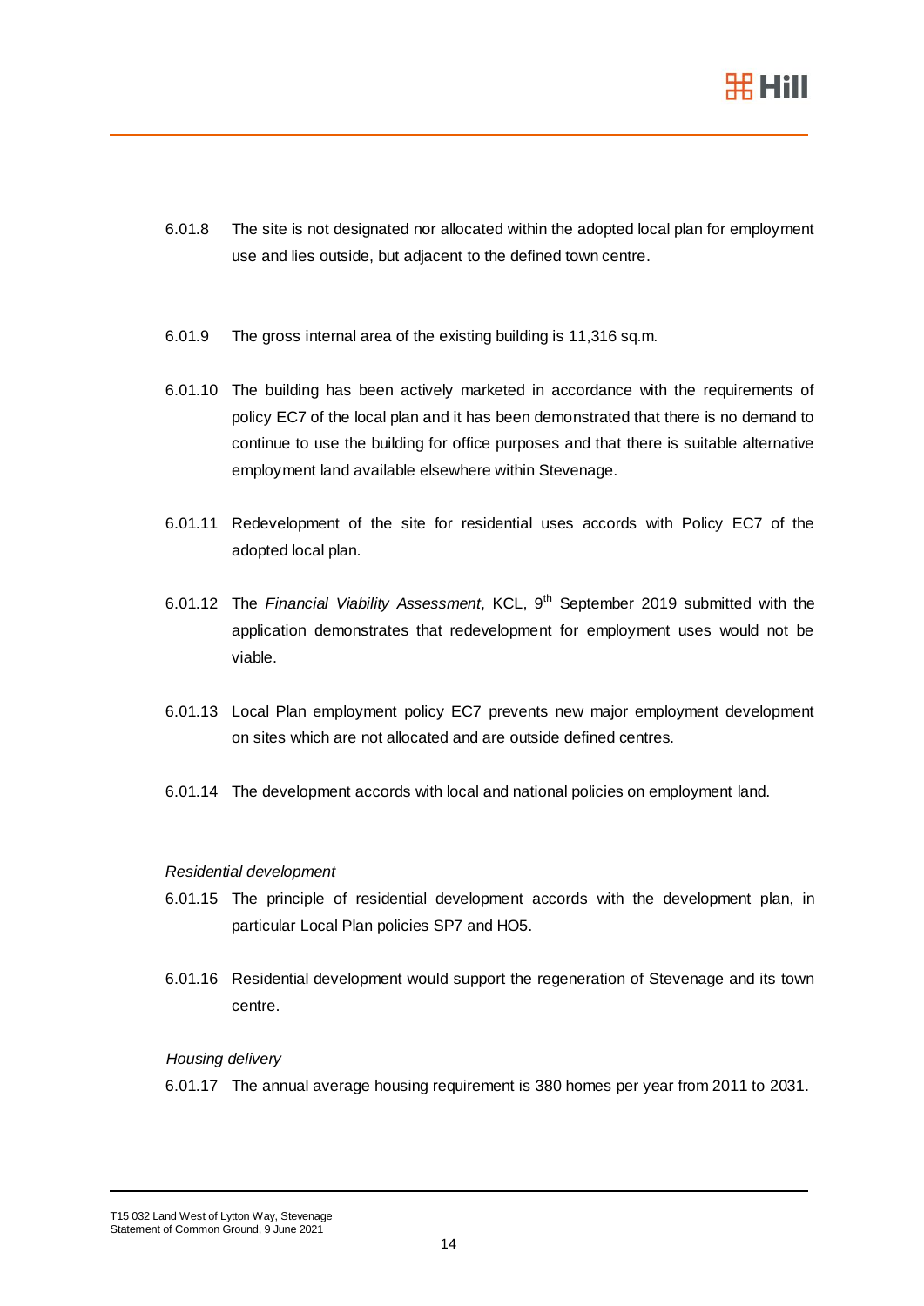6.01.8 The site is not designated nor allocated within the adopted local plan for employment use and lies outside, but adjacent to the defined town centre.

6.01.9 The gross internal area of the existing building is 11,316 sq.m.

6.01.10 The building has been actively marketed in accordance with the requirements of policy EC7 of the local plan and it has been demonstrated that there is no demand to continue to use the building for office purposes and that there is suitable alternative employment land available elsewhere within Stevenage.

6.01.11 Redevelopment of the site for residential uses accords with Policy EC7 of the adopted local plan.

6.01.12 The *Financial Viability Assessment*, KCL, 9th September 2019 submitted with the application demonstrates that redevelopment for employment uses would not be viable.

6.01.13 Local Plan employment policy EC7 prevents new major employment development on sites which are not allocated and are outside defined centres.

6.01.14 The development accords with local and national policies on employment land.

*Residential development*

6.01.15 The principle of residential development accords with the development plan, in particular Local Plan policies SP7 and HO5.

6.01.16 Residential development would support the regeneration of Stevenage and its town centre.

*Housing delivery*

6.01.17 The annual average housing requirement is 380 homes per year from 2011 to 2031.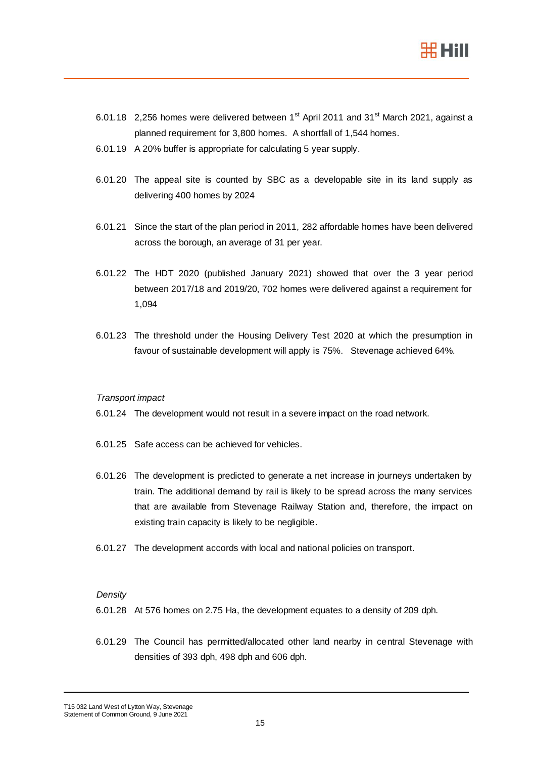6.01.18 2,256 homes were delivered between 1st April 2011 and 31st March 2021, against a planned requirement for 3,800 homes. A shortfall of 1,544 homes.

6.01.19 A 20% buffer is appropriate for calculating 5 year supply.

6.01.20 The appeal site is counted by SBC as a developable site in its land supply as delivering 400 homes by 2024

6.01.21 Since the start of the plan period in 2011, 282 affordable homes have been delivered across the borough, an average of 31 per year.

6.01.22 The HDT 2020 (published January 2021) showed that over the 3 year period between 2017/18 and 2019/20, 702 homes were delivered against a requirement for 1,094

6.01.23 The threshold under the Housing Delivery Test 2020 at which the presumption in favour of sustainable development will apply is 75%. Stevenage achieved 64%.

*Transport impact*

6.01.24 The development would not result in a severe impact on the road network.

6.01.25 Safe access can be achieved for vehicles.

6.01.26 The development is predicted to generate a net increase in journeys undertaken by train. The additional demand by rail is likely to be spread across the many services that are available from Stevenage Railway Station and, therefore, the impact on existing train capacity is likely to be negligible.

6.01.27 The development accords with local and national policies on transport.

*Density*

6.01.28 At 576 homes on 2.75 Ha, the development equates to a density of 209 dph.

6.01.29 The Council has permitted/allocated other land nearby in central Stevenage with densities of 393 dph, 498 dph and 606 dph.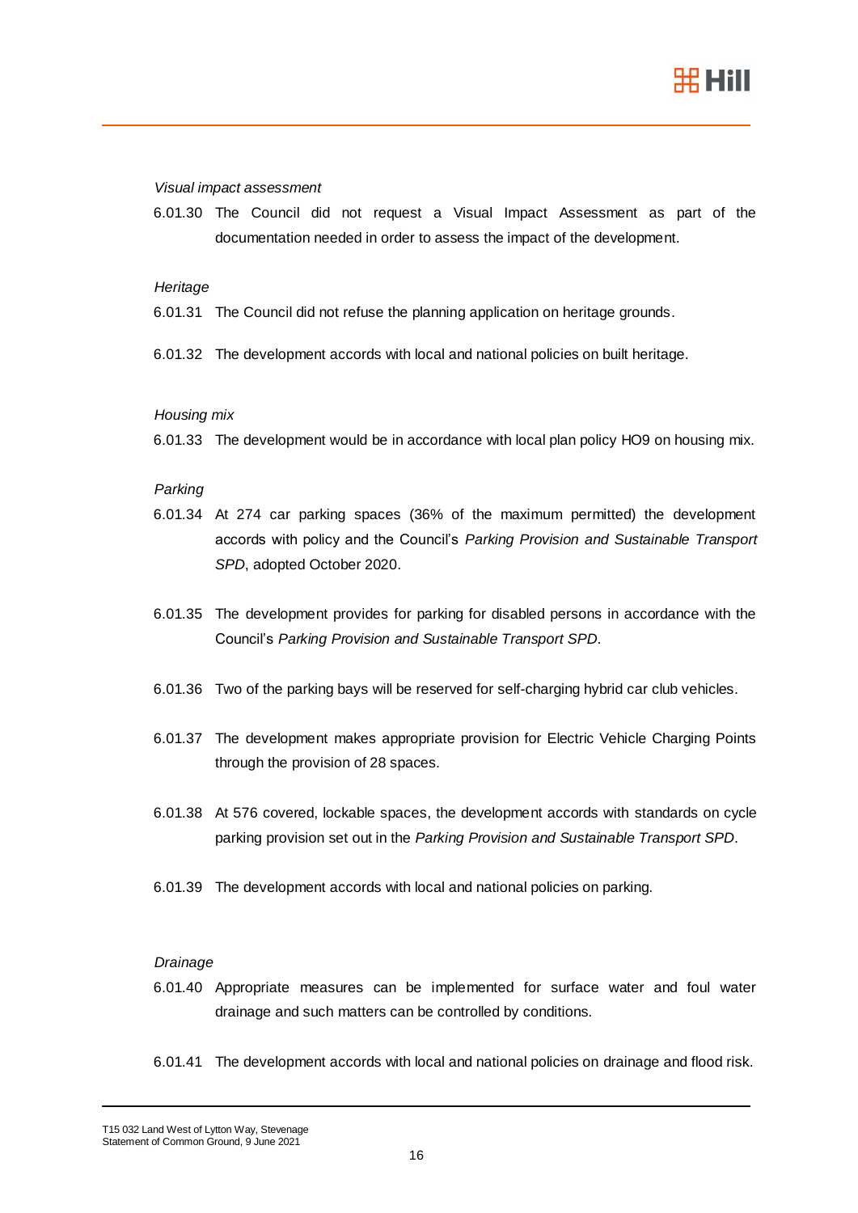*Visual impact assessment*

6.01.30 The Council did not request a Visual Impact Assessment as part of the documentation needed in order to assess the impact of the development.

*Heritage*

6.01.31 The Council did not refuse the planning application on heritage grounds.

6.01.32 The development accords with local and national policies on built heritage.

*Housing mix*

6.01.33 The development would be in accordance with local plan policy HO9 on housing mix.

*Parking*

6.01.34 At 274 car parking spaces (36% of the maximum permitted) the development accords with policy and the Council's *Parking Provision and Sustainable Transport SPD*, adopted October 2020.

6.01.35 The development provides for parking for disabled persons in accordance with the Council's *Parking Provision and Sustainable Transport SPD*.

6.01.36 Two of the parking bays will be reserved for self-charging hybrid car club vehicles.

6.01.37 The development makes appropriate provision for Electric Vehicle Charging Points through the provision of 28 spaces.

6.01.38 At 576 covered, lockable spaces, the development accords with standards on cycle parking provision set out in the *Parking Provision and Sustainable Transport SPD*.

6.01.39 The development accords with local and national policies on parking.

*Drainage*

6.01.40 Appropriate measures can be implemented for surface water and foul water drainage and such matters can be controlled by conditions.

6.01.41 The development accords with local and national policies on drainage and flood risk.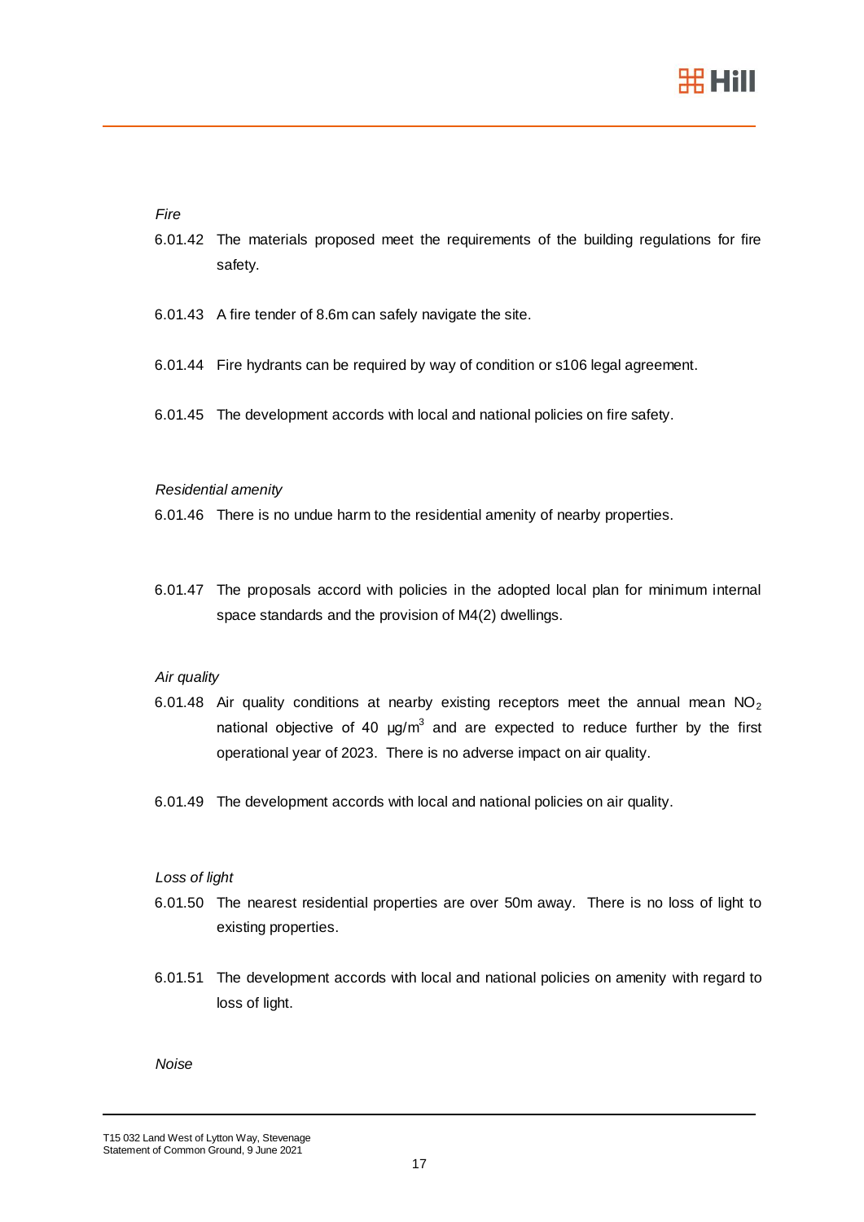*Fire*

6.01.42 The materials proposed meet the requirements of the building regulations for fire safety.

6.01.43 A fire tender of 8.6m can safely navigate the site.

6.01.44 Fire hydrants can be required by way of condition or s106 legal agreement.

6.01.45 The development accords with local and national policies on fire safety.

*Residential amenity*

6.01.46 There is no undue harm to the residential amenity of nearby properties.

6.01.47 The proposals accord with policies in the adopted local plan for minimum internal space standards and the provision of M4(2) dwellings.

*Air quality*

6.01.48 Air quality conditions at nearby existing receptors meet the annual mean $NO_2$ national objective of 40 $\mu g/m^3$ and are expected to reduce further by the first operational year of 2023. There is no adverse impact on air quality.

6.01.49 The development accords with local and national policies on air quality.

*Loss of light*

6.01.50 The nearest residential properties are over 50m away. There is no loss of light to existing properties.

6.01.51 The development accords with local and national policies on amenity with regard to loss of light.

*Noise*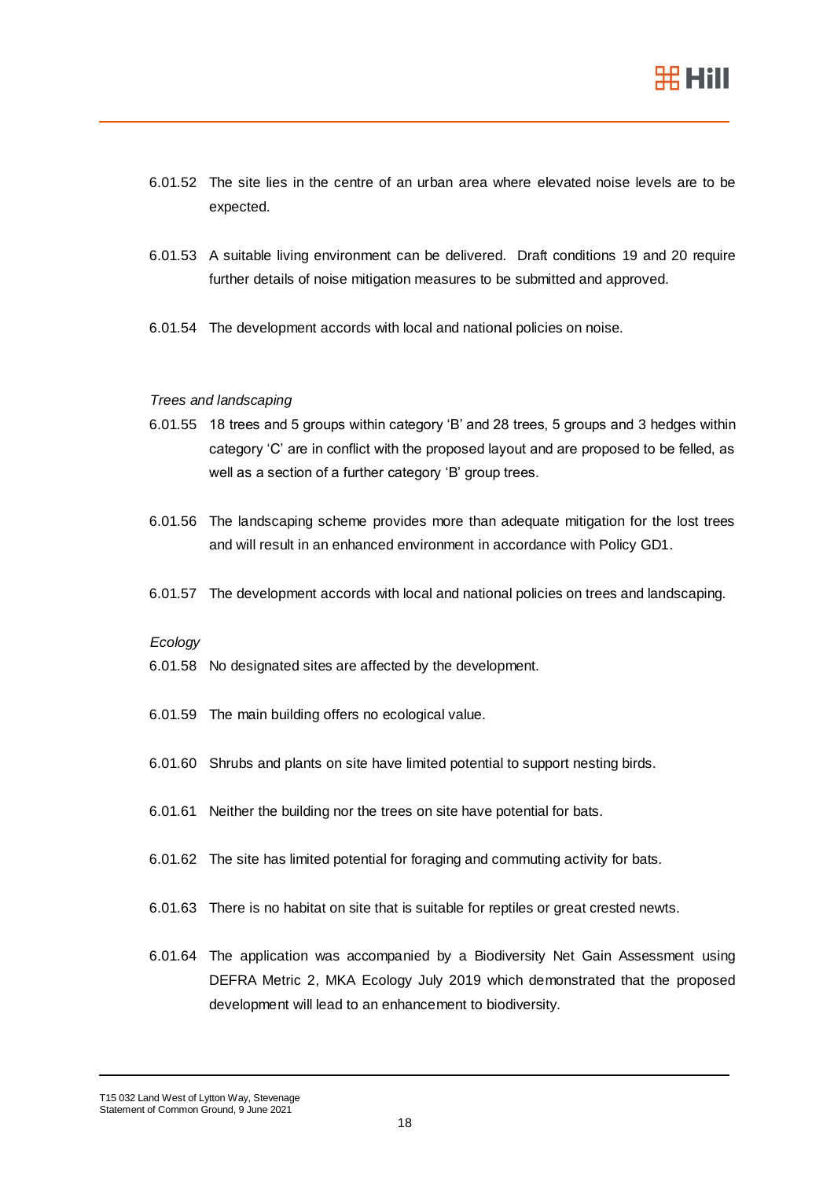6.01.52 The site lies in the centre of an urban area where elevated noise levels are to be expected.

6.01.53 A suitable living environment can be delivered. Draft conditions 19 and 20 require further details of noise mitigation measures to be submitted and approved.

6.01.54 The development accords with local and national policies on noise.

*Trees and landscaping*

6.01.55 18 trees and 5 groups within category 'B' and 28 trees, 5 groups and 3 hedges within category 'C' are in conflict with the proposed layout and are proposed to be felled, as well as a section of a further category 'B' group trees.

6.01.56 The landscaping scheme provides more than adequate mitigation for the lost trees and will result in an enhanced environment in accordance with Policy GD1.

6.01.57 The development accords with local and national policies on trees and landscaping.

*Ecology*

6.01.58 No designated sites are affected by the development.

6.01.59 The main building offers no ecological value.

6.01.60 Shrubs and plants on site have limited potential to support nesting birds.

6.01.61 Neither the building nor the trees on site have potential for bats.

6.01.62 The site has limited potential for foraging and commuting activity for bats.

6.01.63 There is no habitat on site that is suitable for reptiles or great crested newts.

6.01.64 The application was accompanied by a Biodiversity Net Gain Assessment using DEFRA Metric 2, MKA Ecology July 2019 which demonstrated that the proposed development will lead to an enhancement to biodiversity.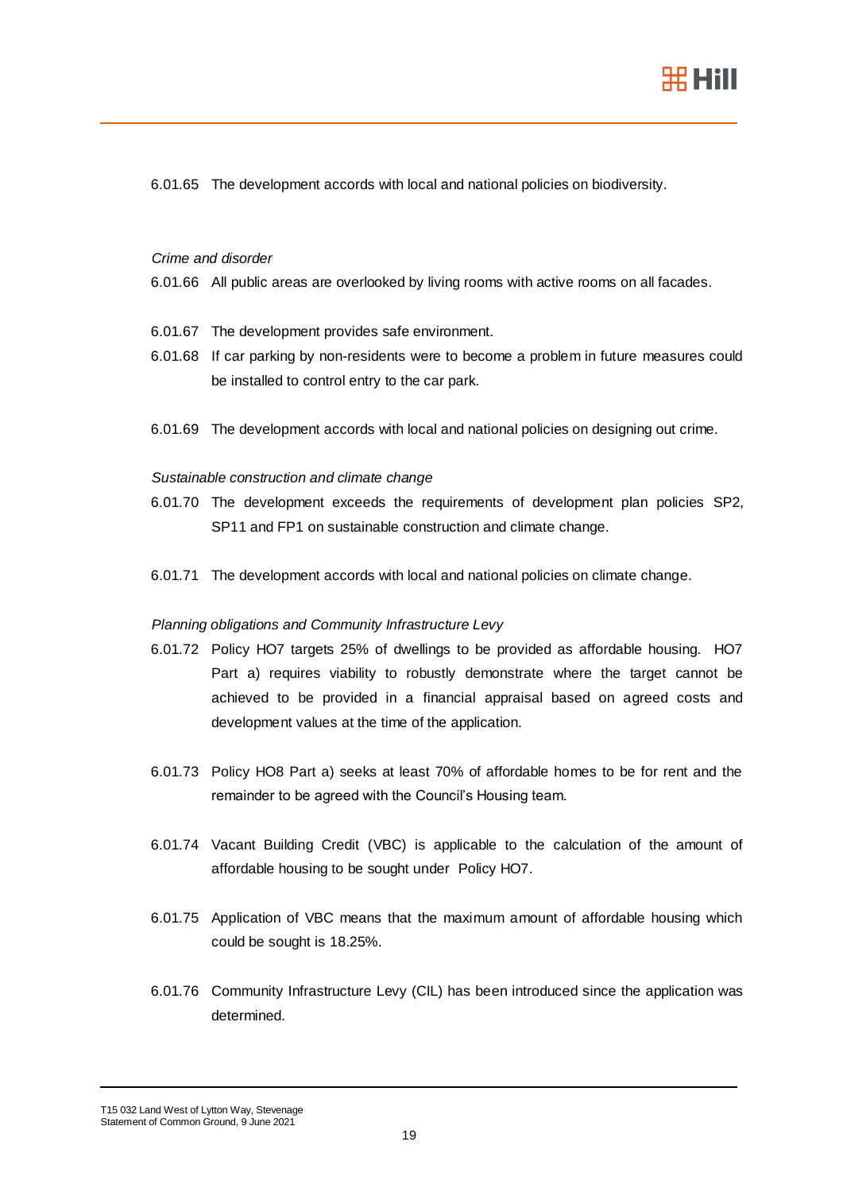6.01.65 The development accords with local and national policies on biodiversity.

*Crime and disorder*

6.01.66 All public areas are overlooked by living rooms with active rooms on all facades.

6.01.67 The development provides safe environment.

6.01.68 If car parking by non-residents were to become a problem in future measures could be installed to control entry to the car park.

6.01.69 The development accords with local and national policies on designing out crime.

*Sustainable construction and climate change*

6.01.70 The development exceeds the requirements of development plan policies SP2, SP11 and FP1 on sustainable construction and climate change.

6.01.71 The development accords with local and national policies on climate change.

*Planning obligations and Community Infrastructure Levy*

6.01.72 Policy HO7 targets 25% of dwellings to be provided as affordable housing. HO7 Part a) requires viability to robustly demonstrate where the target cannot be achieved to be provided in a financial appraisal based on agreed costs and development values at the time of the application.

6.01.73 Policy HO8 Part a) seeks at least 70% of affordable homes to be for rent and the remainder to be agreed with the Council's Housing team.

6.01.74 Vacant Building Credit (VBC) is applicable to the calculation of the amount of affordable housing to be sought under Policy HO7.

6.01.75 Application of VBC means that the maximum amount of affordable housing which could be sought is 18.25%.

6.01.76 Community Infrastructure Levy (CIL) has been introduced since the application was determined.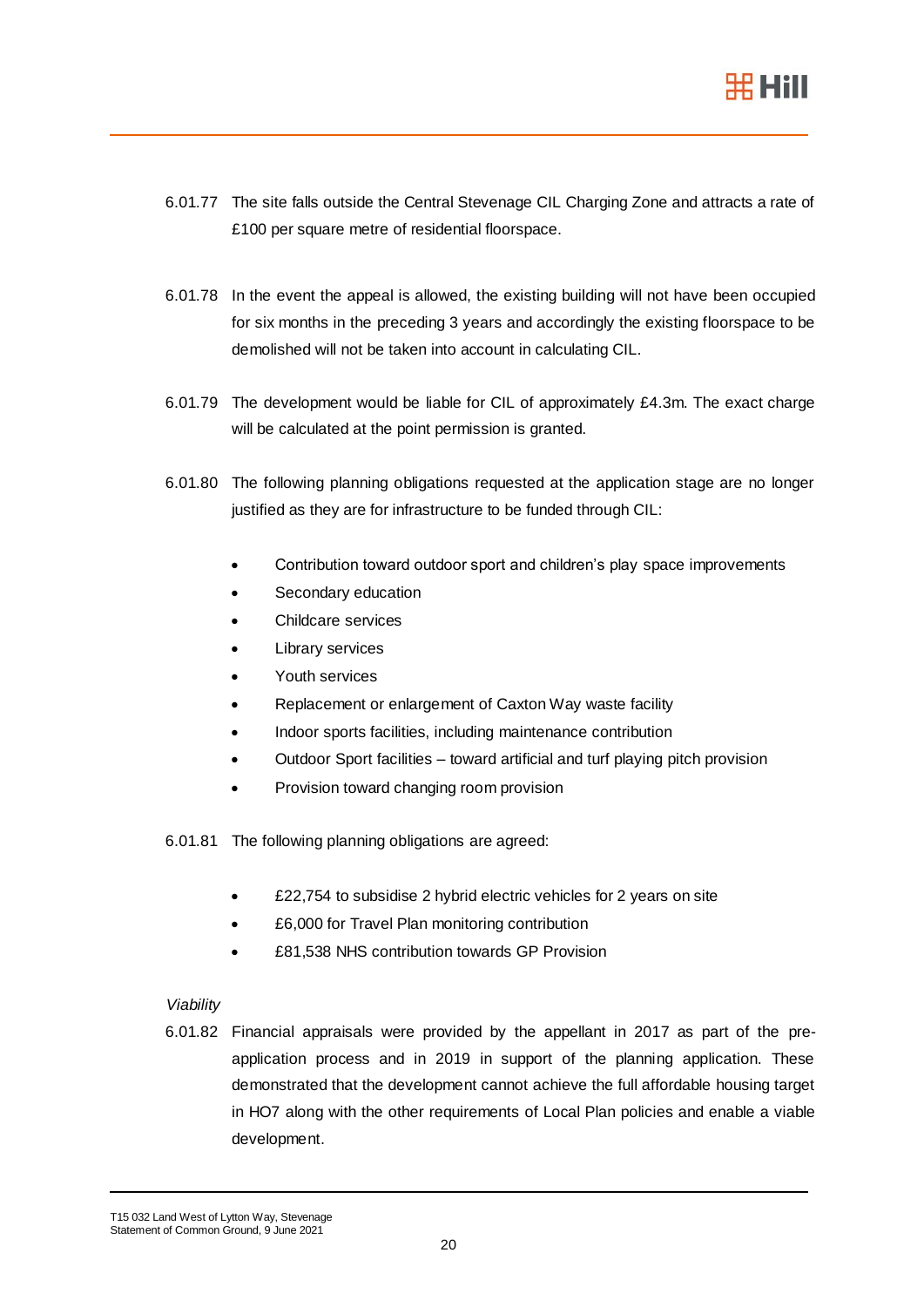6.01.77 The site falls outside the Central Stevenage CIL Charging Zone and attracts a rate of £100 per square metre of residential floorspace.

6.01.78 In the event the appeal is allowed, the existing building will not have been occupied for six months in the preceding 3 years and accordingly the existing floorspace to be demolished will not be taken into account in calculating CIL.

6.01.79 The development would be liable for CIL of approximately £4.3m. The exact charge will be calculated at the point permission is granted.

6.01.80 The following planning obligations requested at the application stage are no longer justified as they are for infrastructure to be funded through CIL:

- Contribution toward outdoor sport and children's play space improvements
- Secondary education
- Childcare services
- Library services
- Youth services
- Replacement or enlargement of Caxton Way waste facility
- Indoor sports facilities, including maintenance contribution
- Outdoor Sport facilities – toward artificial and turf playing pitch provision
- Provision toward changing room provision

6.01.81 The following planning obligations are agreed:

- £22,754 to subsidise 2 hybrid electric vehicles for 2 years on site
- £6,000 for Travel Plan monitoring contribution
- £81,538 NHS contribution towards GP Provision

*Viability*

6.01.82 Financial appraisals were provided by the appellant in 2017 as part of the pre-application process and in 2019 in support of the planning application. These demonstrated that the development cannot achieve the full affordable housing target in HO7 along with the other requirements of Local Plan policies and enable a viable development.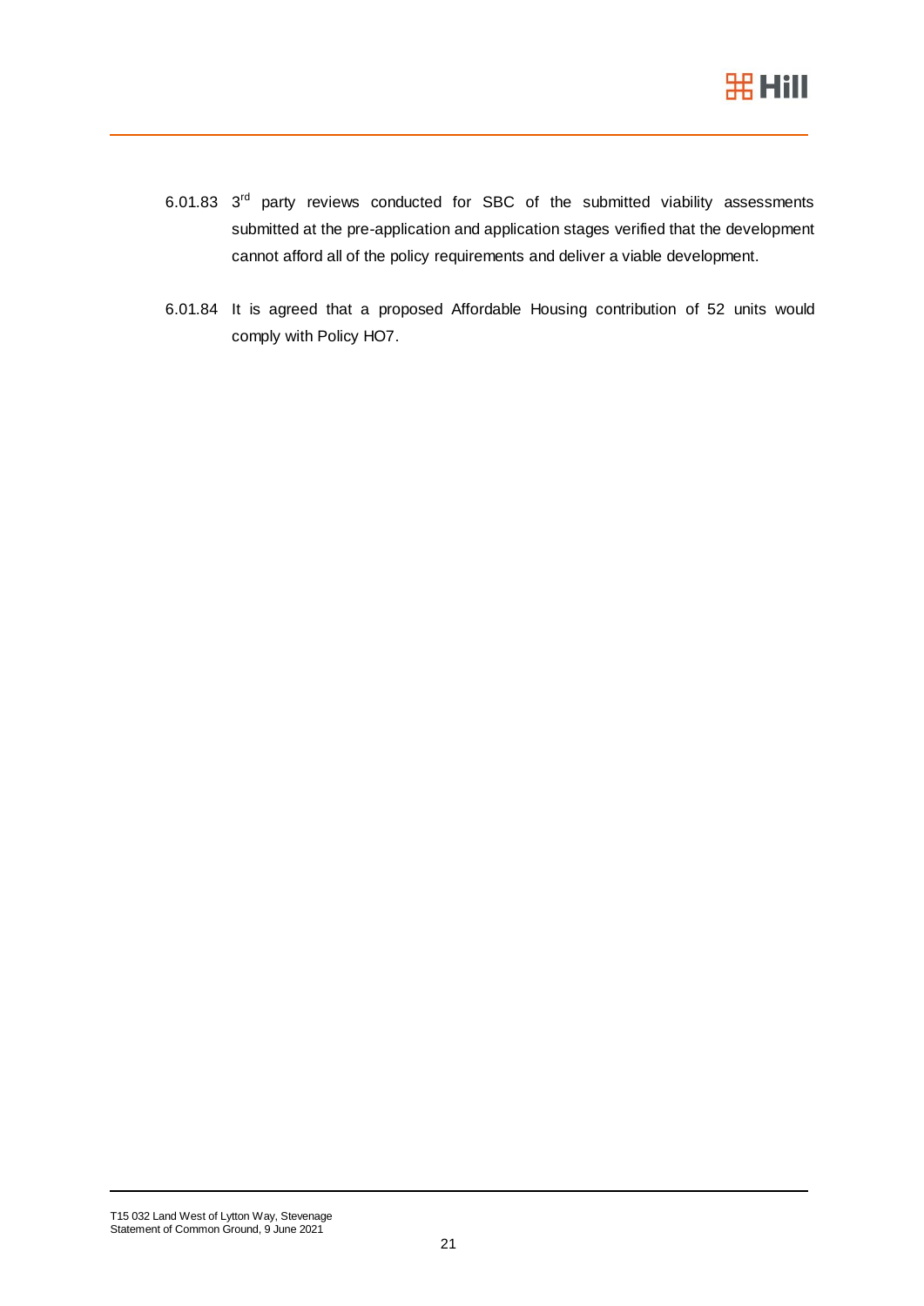6.01.83 3rd party reviews conducted for SBC of the submitted viability assessments submitted at the pre-application and application stages verified that the development cannot afford all of the policy requirements and deliver a viable development.

6.01.84 It is agreed that a proposed Affordable Housing contribution of 52 units would comply with Policy HO7.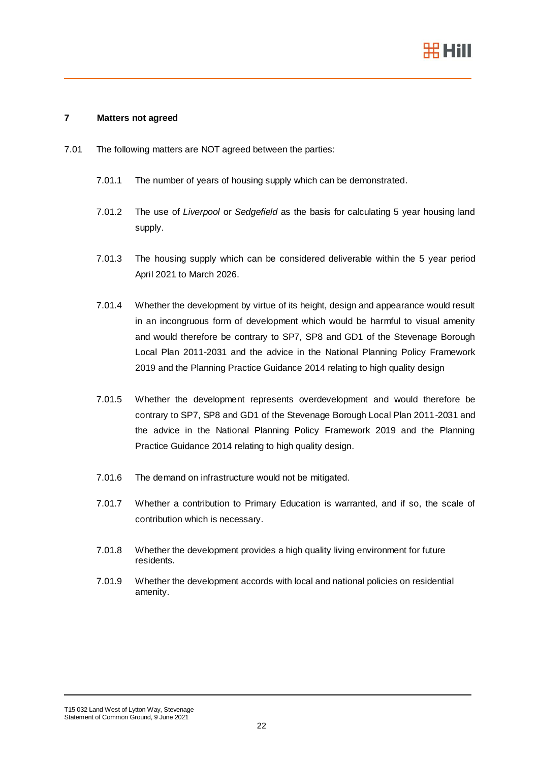## 7 Matters not agreed

7.01 The following matters are NOT agreed between the parties:

7.01.1 The number of years of housing supply which can be demonstrated.

7.01.2 The use of *Liverpool* or *Sedgefield* as the basis for calculating 5 year housing land supply.

7.01.3 The housing supply which can be considered deliverable within the 5 year period April 2021 to March 2026.

7.01.4 Whether the development by virtue of its height, design and appearance would result in an incongruous form of development which would be harmful to visual amenity and would therefore be contrary to SP7, SP8 and GD1 of the Stevenage Borough Local Plan 2011-2031 and the advice in the National Planning Policy Framework 2019 and the Planning Practice Guidance 2014 relating to high quality design

7.01.5 Whether the development represents overdevelopment and would therefore be contrary to SP7, SP8 and GD1 of the Stevenage Borough Local Plan 2011-2031 and the advice in the National Planning Policy Framework 2019 and the Planning Practice Guidance 2014 relating to high quality design.

7.01.6 The demand on infrastructure would not be mitigated.

7.01.7 Whether a contribution to Primary Education is warranted, and if so, the scale of contribution which is necessary.

7.01.8 Whether the development provides a high quality living environment for future residents.

7.01.9 Whether the development accords with local and national policies on residential amenity.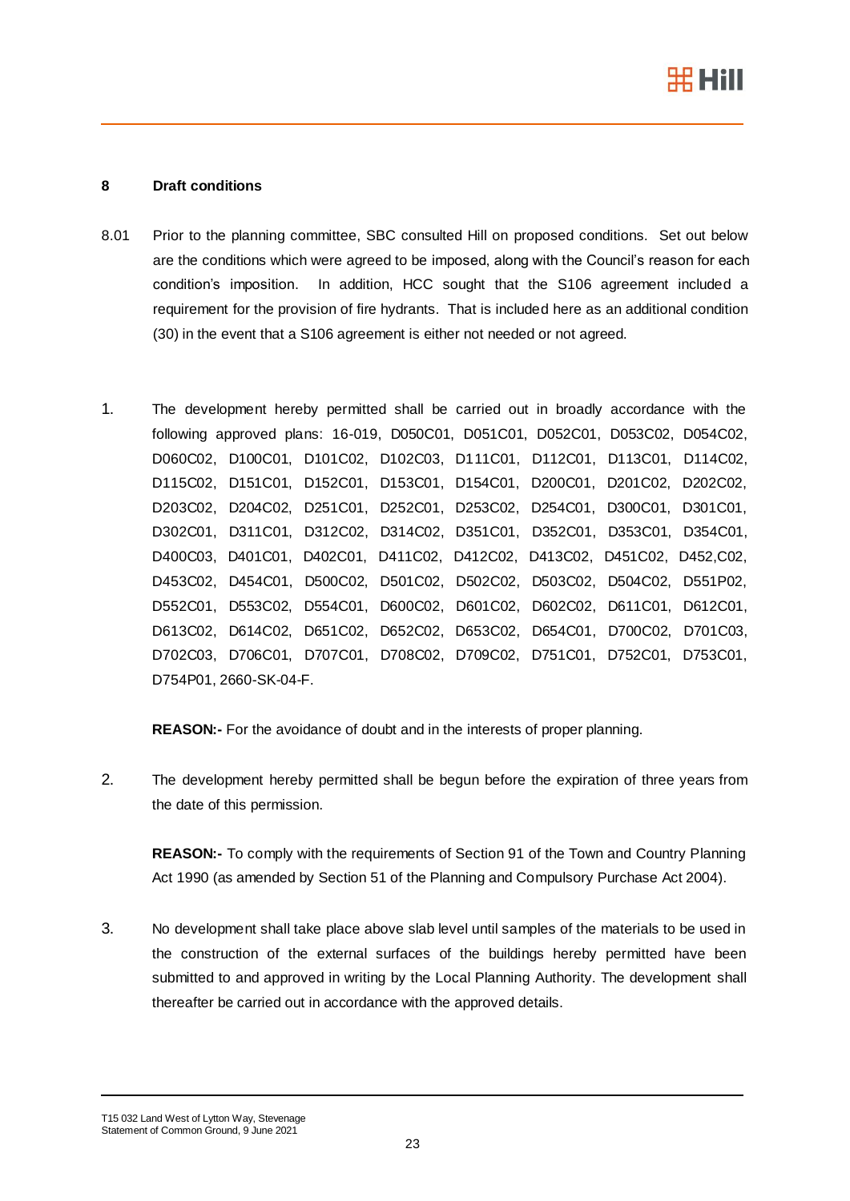## 8 Draft conditions

8.01 Prior to the planning committee, SBC consulted Hill on proposed conditions. Set out below are the conditions which were agreed to be imposed, along with the Council's reason for each condition's imposition. In addition, HCC sought that the S106 agreement included a requirement for the provision of fire hydrants. That is included here as an additional condition (30) in the event that a S106 agreement is either not needed or not agreed.

1. The development hereby permitted shall be carried out in broadly accordance with the following approved plans: 16-019, D050C01, D051C01, D052C01, D053C02, D054C02, D060C02, D100C01, D101C02, D102C03, D111C01, D112C01, D113C01, D114C02, D115C02, D151C01, D152C01, D153C01, D154C01, D200C01, D201C02, D202C02, D203C02, D204C02, D251C01, D252C01, D253C02, D254C01, D300C01, D301C01, D302C01, D311C01, D312C02, D314C02, D351C01, D352C01, D353C01, D354C01, D400C03, D401C01, D402C01, D411C02, D412C02, D413C02, D451C02, D452,C02, D453C02, D454C01, D500C02, D501C02, D502C02, D503C02, D504C02, D551P02, D552C01, D553C02, D554C01, D600C02, D601C02, D602C02, D611C01, D612C01, D613C02, D614C02, D651C02, D652C02, D653C02, D654C01, D700C02, D701C03, D702C03, D706C01, D707C01, D708C02, D709C02, D751C01, D752C01, D753C01, D754P01, 2660-SK-04-F.

   **REASON:-** For the avoidance of doubt and in the interests of proper planning.

2. The development hereby permitted shall be begun before the expiration of three years from the date of this permission.

   **REASON:-** To comply with the requirements of Section 91 of the Town and Country Planning Act 1990 (as amended by Section 51 of the Planning and Compulsory Purchase Act 2004).

3. No development shall take place above slab level until samples of the materials to be used in the construction of the external surfaces of the buildings hereby permitted have been submitted to and approved in writing by the Local Planning Authority. The development shall thereafter be carried out in accordance with the approved details.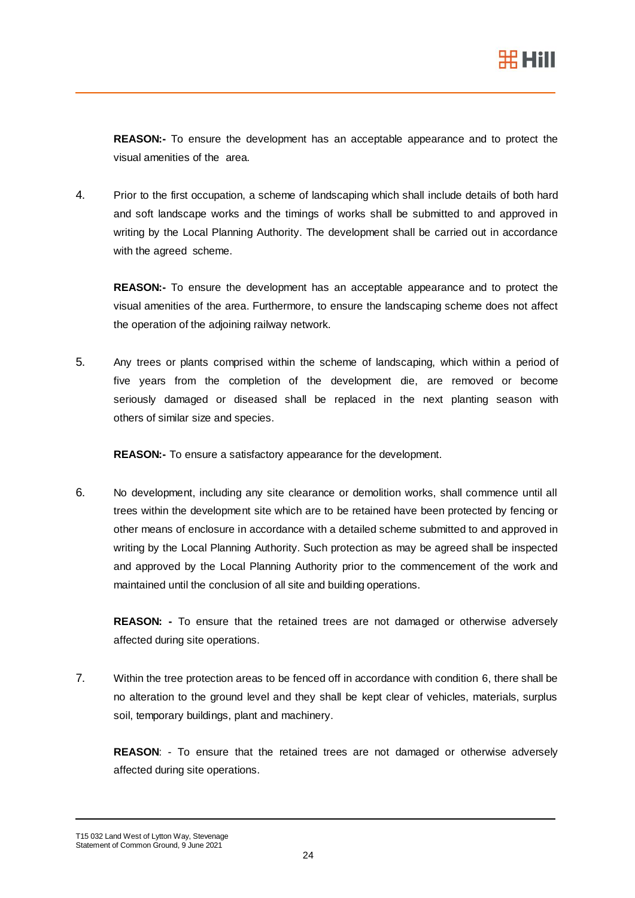**REASON:-** To ensure the development has an acceptable appearance and to protect the visual amenities of the area.

4. Prior to the first occupation, a scheme of landscaping which shall include details of both hard and soft landscape works and the timings of works shall be submitted to and approved in writing by the Local Planning Authority. The development shall be carried out in accordance with the agreed scheme.

   **REASON:-** To ensure the development has an acceptable appearance and to protect the visual amenities of the area. Furthermore, to ensure the landscaping scheme does not affect the operation of the adjoining railway network.

5. Any trees or plants comprised within the scheme of landscaping, which within a period of five years from the completion of the development die, are removed or become seriously damaged or diseased shall be replaced in the next planting season with others of similar size and species.

   **REASON:-** To ensure a satisfactory appearance for the development.

6. No development, including any site clearance or demolition works, shall commence until all trees within the development site which are to be retained have been protected by fencing or other means of enclosure in accordance with a detailed scheme submitted to and approved in writing by the Local Planning Authority. Such protection as may be agreed shall be inspected and approved by the Local Planning Authority prior to the commencement of the work and maintained until the conclusion of all site and building operations.

   **REASON: -** To ensure that the retained trees are not damaged or otherwise adversely affected during site operations.

7. Within the tree protection areas to be fenced off in accordance with condition 6, there shall be no alteration to the ground level and they shall be kept clear of vehicles, materials, surplus soil, temporary buildings, plant and machinery.

   **REASON**: - To ensure that the retained trees are not damaged or otherwise adversely affected during site operations.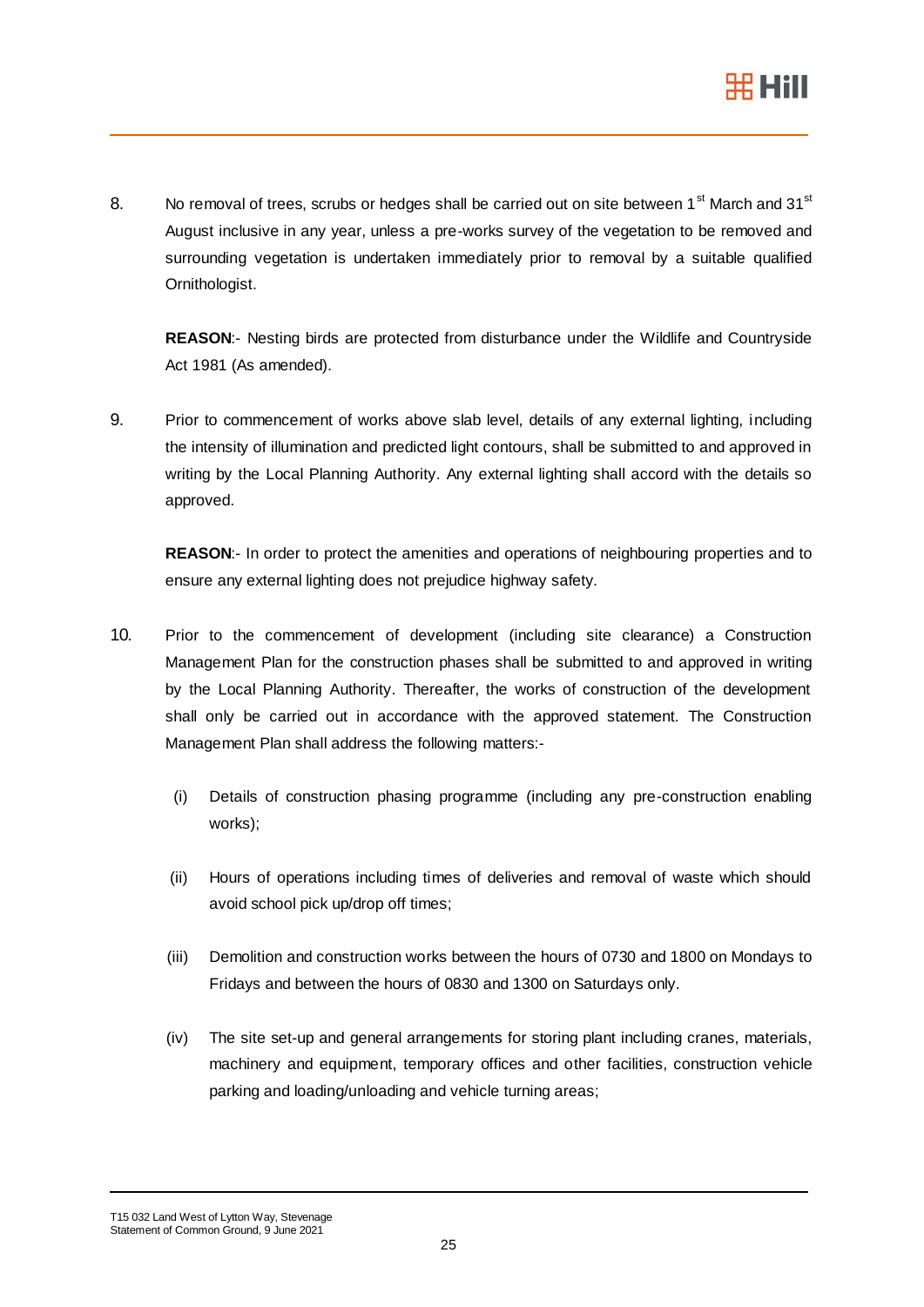8. No removal of trees, scrubs or hedges shall be carried out on site between 1st March and 31st August inclusive in any year, unless a pre-works survey of the vegetation to be removed and surrounding vegetation is undertaken immediately prior to removal by a suitable qualified Ornithologist.

   **REASON**:- Nesting birds are protected from disturbance under the Wildlife and Countryside Act 1981 (As amended).

9. Prior to commencement of works above slab level, details of any external lighting, including the intensity of illumination and predicted light contours, shall be submitted to and approved in writing by the Local Planning Authority. Any external lighting shall accord with the details so approved.

   **REASON**:- In order to protect the amenities and operations of neighbouring properties and to ensure any external lighting does not prejudice highway safety.

10. Prior to the commencement of development (including site clearance) a Construction Management Plan for the construction phases shall be submitted to and approved in writing by the Local Planning Authority. Thereafter, the works of construction of the development shall only be carried out in accordance with the approved statement. The Construction Management Plan shall address the following matters:-

    (i) Details of construction phasing programme (including any pre-construction enabling works);

    (ii) Hours of operations including times of deliveries and removal of waste which should avoid school pick up/drop off times;

    (iii) Demolition and construction works between the hours of 0730 and 1800 on Mondays to Fridays and between the hours of 0830 and 1300 on Saturdays only.

    (iv) The site set-up and general arrangements for storing plant including cranes, materials, machinery and equipment, temporary offices and other facilities, construction vehicle parking and loading/unloading and vehicle turning areas;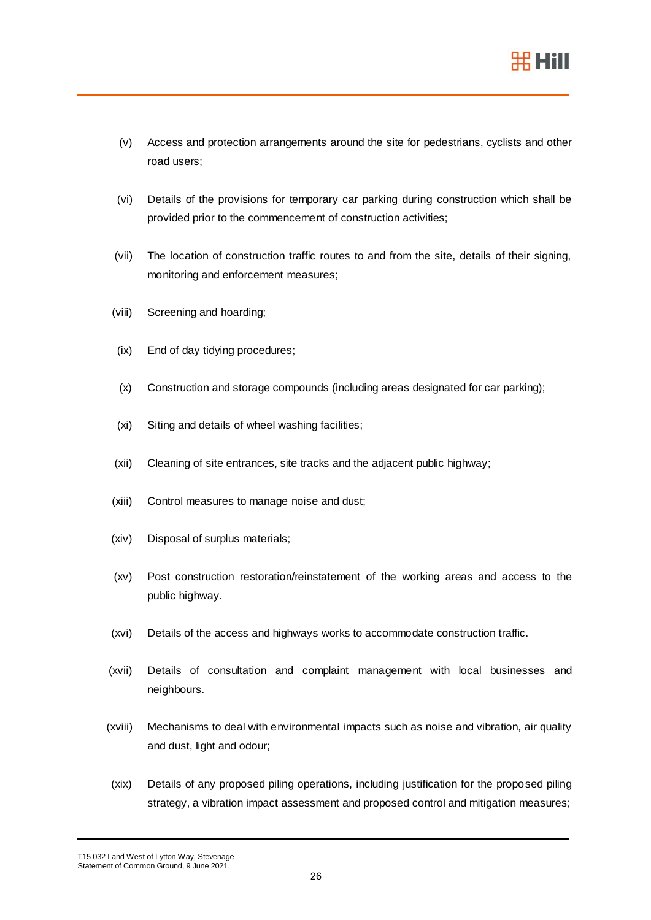(v) Access and protection arrangements around the site for pedestrians, cyclists and other road users;

(vi) Details of the provisions for temporary car parking during construction which shall be provided prior to the commencement of construction activities;

(vii) The location of construction traffic routes to and from the site, details of their signing, monitoring and enforcement measures;

(viii) Screening and hoarding;

(ix) End of day tidying procedures;

(x) Construction and storage compounds (including areas designated for car parking);

(xi) Siting and details of wheel washing facilities;

(xii) Cleaning of site entrances, site tracks and the adjacent public highway;

(xiii) Control measures to manage noise and dust;

(xiv) Disposal of surplus materials;

(xv) Post construction restoration/reinstatement of the working areas and access to the public highway.

(xvi) Details of the access and highways works to accommodate construction traffic.

(xvii) Details of consultation and complaint management with local businesses and neighbours.

(xviii) Mechanisms to deal with environmental impacts such as noise and vibration, air quality and dust, light and odour;

(xix) Details of any proposed piling operations, including justification for the proposed piling strategy, a vibration impact assessment and proposed control and mitigation measures;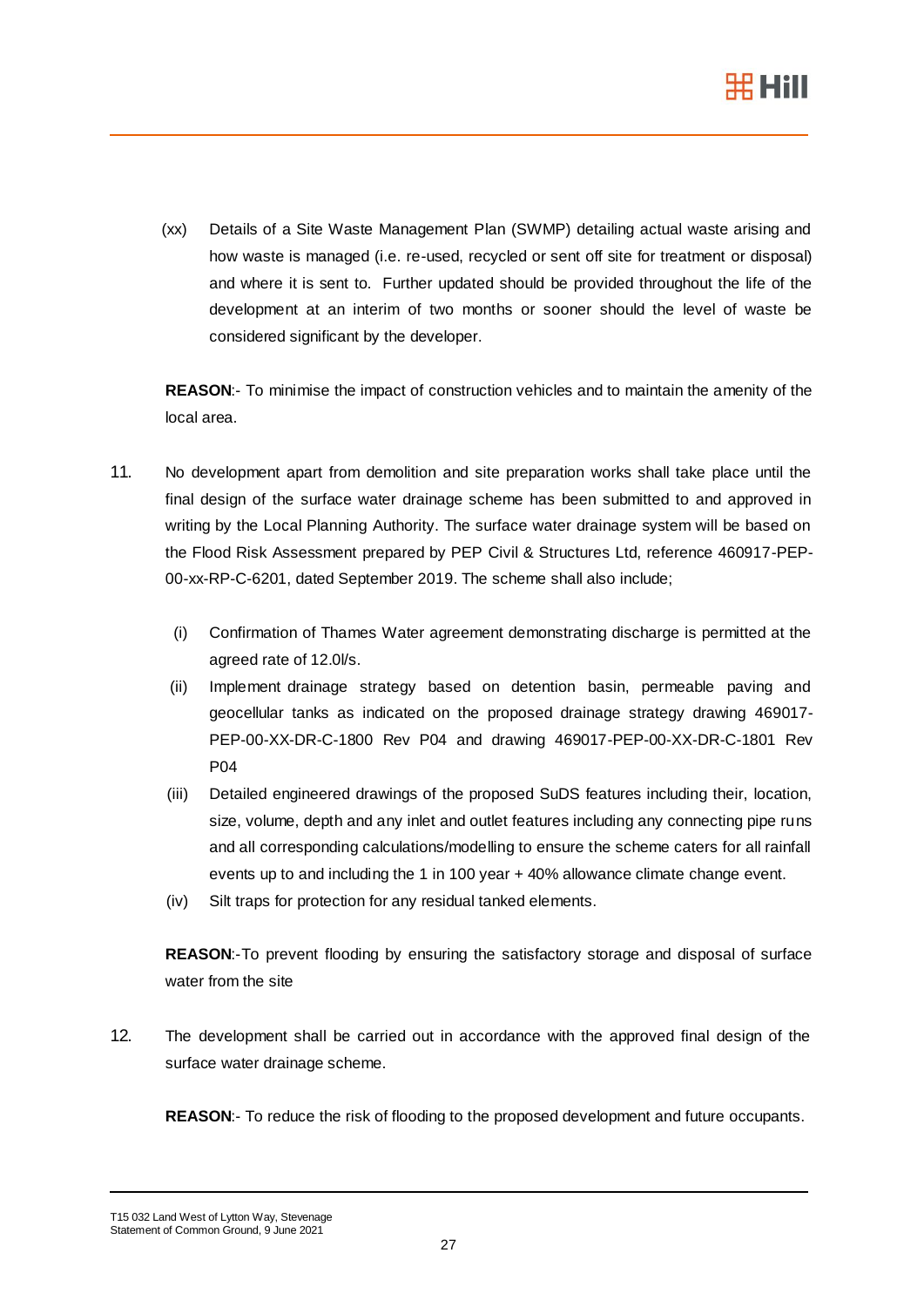(xx) Details of a Site Waste Management Plan (SWMP) detailing actual waste arising and how waste is managed (i.e. re-used, recycled or sent off site for treatment or disposal) and where it is sent to. Further updated should be provided throughout the life of the development at an interim of two months or sooner should the level of waste be considered significant by the developer.

**REASON**:- To minimise the impact of construction vehicles and to maintain the amenity of the local area.

11. No development apart from demolition and site preparation works shall take place until the final design of the surface water drainage scheme has been submitted to and approved in writing by the Local Planning Authority. The surface water drainage system will be based on the Flood Risk Assessment prepared by PEP Civil & Structures Ltd, reference 460917-PEP-00-xx-RP-C-6201, dated September 2019. The scheme shall also include;

    (i) Confirmation of Thames Water agreement demonstrating discharge is permitted at the agreed rate of 12.0l/s.

    (ii) Implement drainage strategy based on detention basin, permeable paving and geocellular tanks as indicated on the proposed drainage strategy drawing 469017-PEP-00-XX-DR-C-1800 Rev P04 and drawing 469017-PEP-00-XX-DR-C-1801 Rev P04

    (iii) Detailed engineered drawings of the proposed SuDS features including their, location, size, volume, depth and any inlet and outlet features including any connecting pipe runs and all corresponding calculations/modelling to ensure the scheme caters for all rainfall events up to and including the 1 in 100 year + 40% allowance climate change event.

    (iv) Silt traps for protection for any residual tanked elements.

    **REASON**:-To prevent flooding by ensuring the satisfactory storage and disposal of surface water from the site

12. The development shall be carried out in accordance with the approved final design of the surface water drainage scheme.

    **REASON**:- To reduce the risk of flooding to the proposed development and future occupants.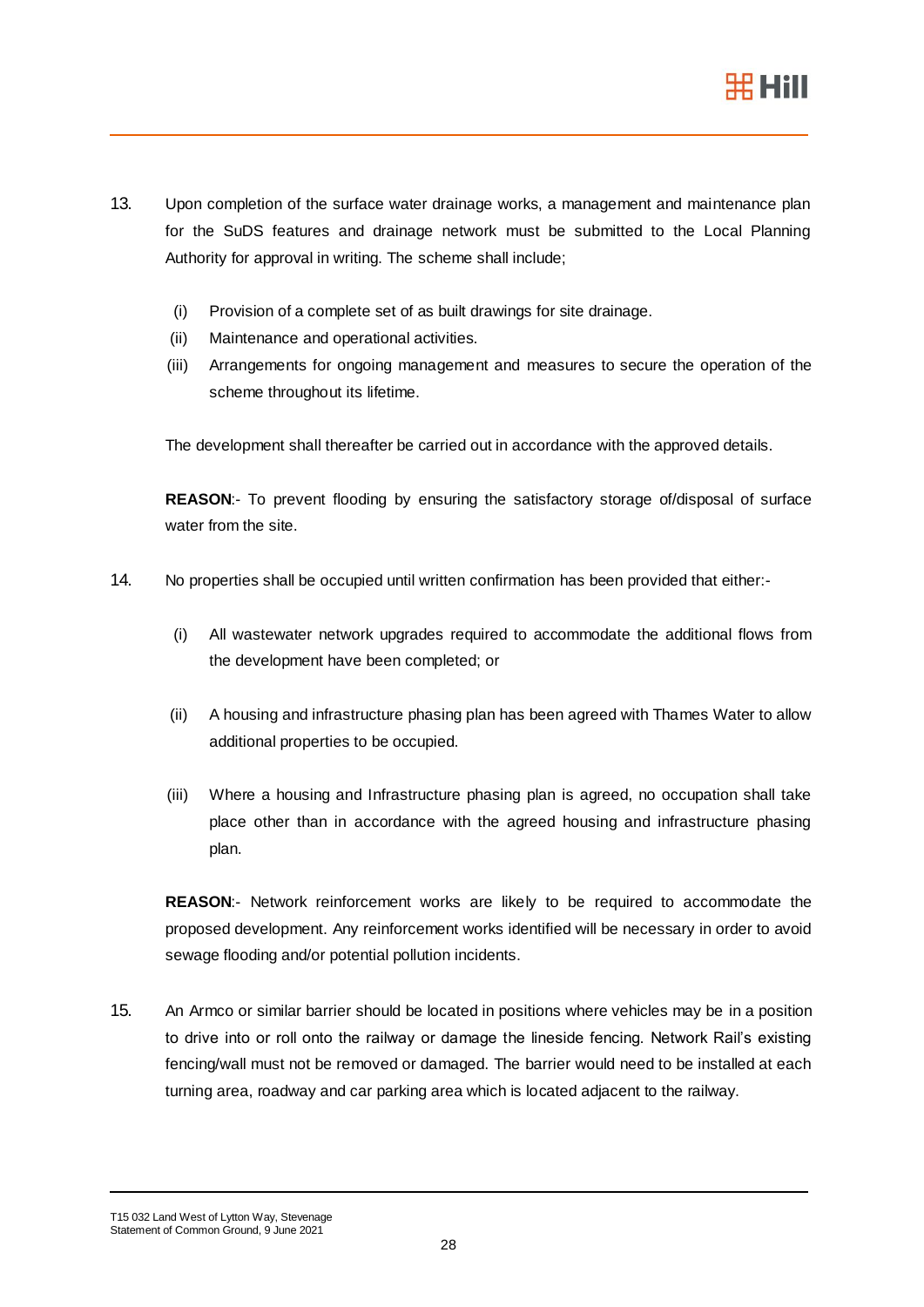13. Upon completion of the surface water drainage works, a management and maintenance plan for the SuDS features and drainage network must be submitted to the Local Planning Authority for approval in writing. The scheme shall include;

    (i) Provision of a complete set of as built drawings for site drainage.
    (ii) Maintenance and operational activities.
    (iii) Arrangements for ongoing management and measures to secure the operation of the scheme throughout its lifetime.

    The development shall thereafter be carried out in accordance with the approved details.

    **REASON**:- To prevent flooding by ensuring the satisfactory storage of/disposal of surface water from the site.

14. No properties shall be occupied until written confirmation has been provided that either:-

    (i) All wastewater network upgrades required to accommodate the additional flows from the development have been completed; or

    (ii) A housing and infrastructure phasing plan has been agreed with Thames Water to allow additional properties to be occupied.

    (iii) Where a housing and Infrastructure phasing plan is agreed, no occupation shall take place other than in accordance with the agreed housing and infrastructure phasing plan.

    **REASON**:- Network reinforcement works are likely to be required to accommodate the proposed development. Any reinforcement works identified will be necessary in order to avoid sewage flooding and/or potential pollution incidents.

15. An Armco or similar barrier should be located in positions where vehicles may be in a position to drive into or roll onto the railway or damage the lineside fencing. Network Rail's existing fencing/wall must not be removed or damaged. The barrier would need to be installed at each turning area, roadway and car parking area which is located adjacent to the railway.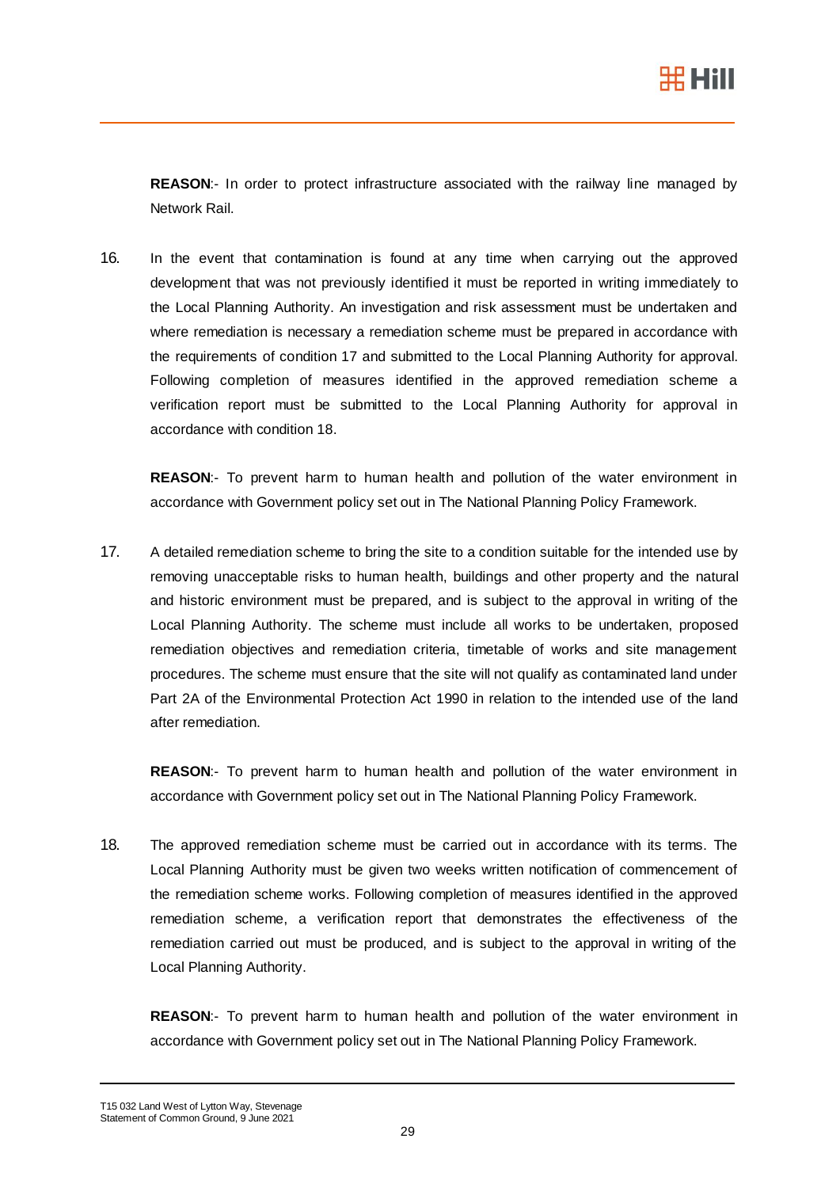**REASON**:- In order to protect infrastructure associated with the railway line managed by Network Rail.

16. In the event that contamination is found at any time when carrying out the approved development that was not previously identified it must be reported in writing immediately to the Local Planning Authority. An investigation and risk assessment must be undertaken and where remediation is necessary a remediation scheme must be prepared in accordance with the requirements of condition 17 and submitted to the Local Planning Authority for approval. Following completion of measures identified in the approved remediation scheme a verification report must be submitted to the Local Planning Authority for approval in accordance with condition 18.

    **REASON**:- To prevent harm to human health and pollution of the water environment in accordance with Government policy set out in The National Planning Policy Framework.

17. A detailed remediation scheme to bring the site to a condition suitable for the intended use by removing unacceptable risks to human health, buildings and other property and the natural and historic environment must be prepared, and is subject to the approval in writing of the Local Planning Authority. The scheme must include all works to be undertaken, proposed remediation objectives and remediation criteria, timetable of works and site management procedures. The scheme must ensure that the site will not qualify as contaminated land under Part 2A of the Environmental Protection Act 1990 in relation to the intended use of the land after remediation.

    **REASON**:- To prevent harm to human health and pollution of the water environment in accordance with Government policy set out in The National Planning Policy Framework.

18. The approved remediation scheme must be carried out in accordance with its terms. The Local Planning Authority must be given two weeks written notification of commencement of the remediation scheme works. Following completion of measures identified in the approved remediation scheme, a verification report that demonstrates the effectiveness of the remediation carried out must be produced, and is subject to the approval in writing of the Local Planning Authority.

    **REASON**:- To prevent harm to human health and pollution of the water environment in accordance with Government policy set out in The National Planning Policy Framework.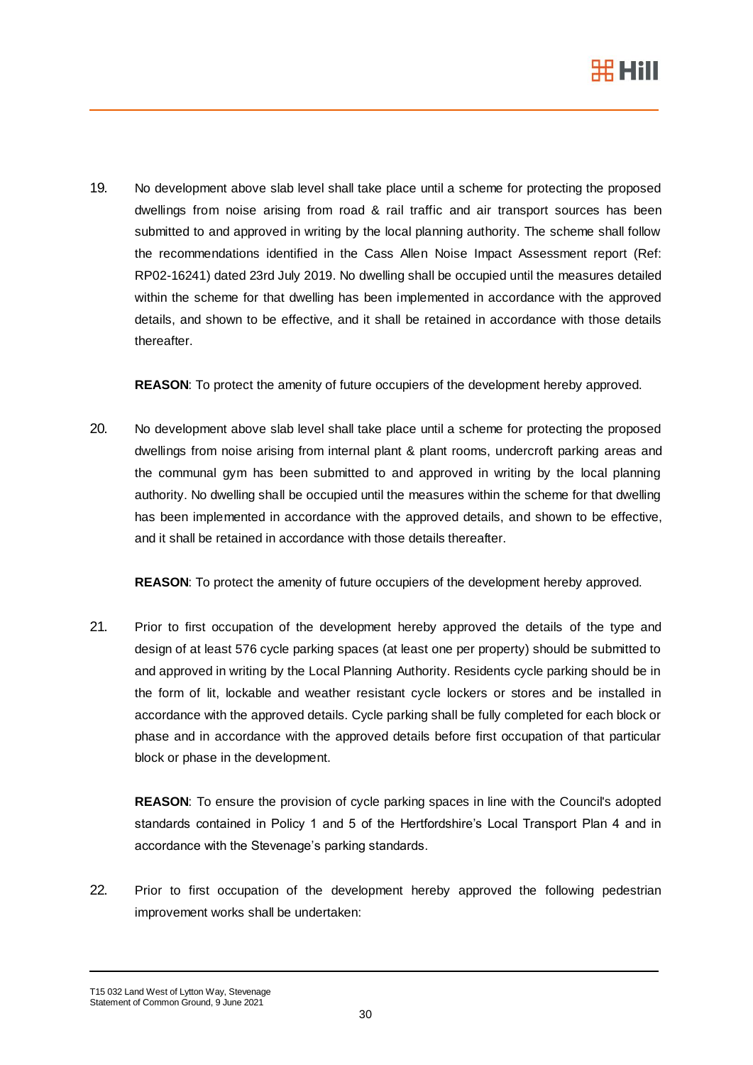19. No development above slab level shall take place until a scheme for protecting the proposed dwellings from noise arising from road & rail traffic and air transport sources has been submitted to and approved in writing by the local planning authority. The scheme shall follow the recommendations identified in the Cass Allen Noise Impact Assessment report (Ref: RP02-16241) dated 23rd July 2019. No dwelling shall be occupied until the measures detailed within the scheme for that dwelling has been implemented in accordance with the approved details, and shown to be effective, and it shall be retained in accordance with those details thereafter.

    **REASON**: To protect the amenity of future occupiers of the development hereby approved.

20. No development above slab level shall take place until a scheme for protecting the proposed dwellings from noise arising from internal plant & plant rooms, undercroft parking areas and the communal gym has been submitted to and approved in writing by the local planning authority. No dwelling shall be occupied until the measures within the scheme for that dwelling has been implemented in accordance with the approved details, and shown to be effective, and it shall be retained in accordance with those details thereafter.

    **REASON**: To protect the amenity of future occupiers of the development hereby approved.

21. Prior to first occupation of the development hereby approved the details of the type and design of at least 576 cycle parking spaces (at least one per property) should be submitted to and approved in writing by the Local Planning Authority. Residents cycle parking should be in the form of lit, lockable and weather resistant cycle lockers or stores and be installed in accordance with the approved details. Cycle parking shall be fully completed for each block or phase and in accordance with the approved details before first occupation of that particular block or phase in the development.

    **REASON**: To ensure the provision of cycle parking spaces in line with the Council's adopted standards contained in Policy 1 and 5 of the Hertfordshire's Local Transport Plan 4 and in accordance with the Stevenage's parking standards.

22. Prior to first occupation of the development hereby approved the following pedestrian improvement works shall be undertaken: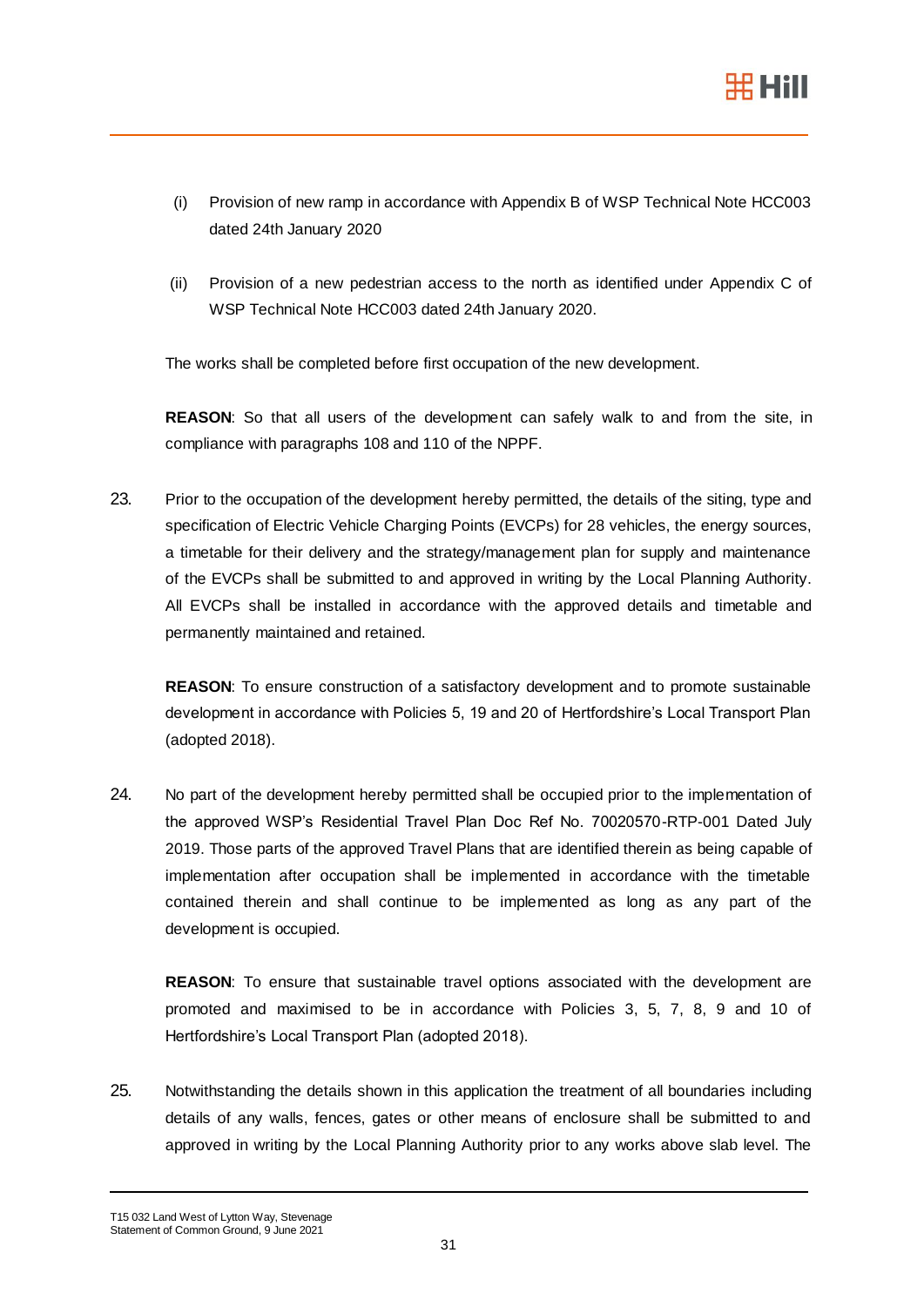(i) Provision of new ramp in accordance with Appendix B of WSP Technical Note HCC003 dated 24th January 2020

(ii) Provision of a new pedestrian access to the north as identified under Appendix C of WSP Technical Note HCC003 dated 24th January 2020.

The works shall be completed before first occupation of the new development.

**REASON**: So that all users of the development can safely walk to and from the site, in compliance with paragraphs 108 and 110 of the NPPF.

23. Prior to the occupation of the development hereby permitted, the details of the siting, type and specification of Electric Vehicle Charging Points (EVCPs) for 28 vehicles, the energy sources, a timetable for their delivery and the strategy/management plan for supply and maintenance of the EVCPs shall be submitted to and approved in writing by the Local Planning Authority. All EVCPs shall be installed in accordance with the approved details and timetable and permanently maintained and retained.

    **REASON**: To ensure construction of a satisfactory development and to promote sustainable development in accordance with Policies 5, 19 and 20 of Hertfordshire's Local Transport Plan (adopted 2018).

24. No part of the development hereby permitted shall be occupied prior to the implementation of the approved WSP's Residential Travel Plan Doc Ref No. 70020570-RTP-001 Dated July 2019. Those parts of the approved Travel Plans that are identified therein as being capable of implementation after occupation shall be implemented in accordance with the timetable contained therein and shall continue to be implemented as long as any part of the development is occupied.

    **REASON**: To ensure that sustainable travel options associated with the development are promoted and maximised to be in accordance with Policies 3, 5, 7, 8, 9 and 10 of Hertfordshire's Local Transport Plan (adopted 2018).

25. Notwithstanding the details shown in this application the treatment of all boundaries including details of any walls, fences, gates or other means of enclosure shall be submitted to and approved in writing by the Local Planning Authority prior to any works above slab level. The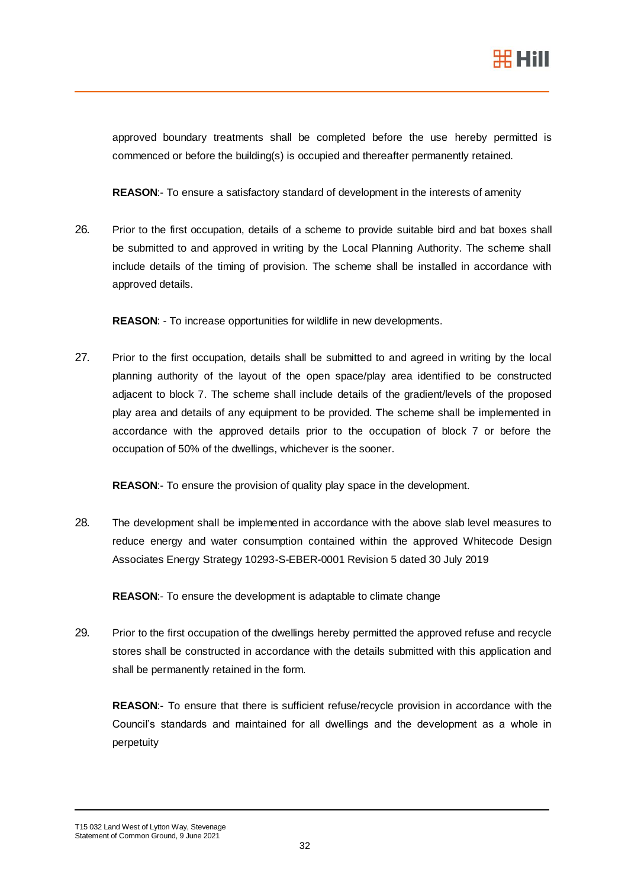approved boundary treatments shall be completed before the use hereby permitted is commenced or before the building(s) is occupied and thereafter permanently retained.

**REASON**:- To ensure a satisfactory standard of development in the interests of amenity

26. Prior to the first occupation, details of a scheme to provide suitable bird and bat boxes shall be submitted to and approved in writing by the Local Planning Authority. The scheme shall include details of the timing of provision. The scheme shall be installed in accordance with approved details.

    **REASON**: - To increase opportunities for wildlife in new developments.

27. Prior to the first occupation, details shall be submitted to and agreed in writing by the local planning authority of the layout of the open space/play area identified to be constructed adjacent to block 7. The scheme shall include details of the gradient/levels of the proposed play area and details of any equipment to be provided. The scheme shall be implemented in accordance with the approved details prior to the occupation of block 7 or before the occupation of 50% of the dwellings, whichever is the sooner.

    **REASON**:- To ensure the provision of quality play space in the development.

28. The development shall be implemented in accordance with the above slab level measures to reduce energy and water consumption contained within the approved Whitecode Design Associates Energy Strategy 10293-S-EBER-0001 Revision 5 dated 30 July 2019

    **REASON**:- To ensure the development is adaptable to climate change

29. Prior to the first occupation of the dwellings hereby permitted the approved refuse and recycle stores shall be constructed in accordance with the details submitted with this application and shall be permanently retained in the form.

    **REASON**:- To ensure that there is sufficient refuse/recycle provision in accordance with the Council's standards and maintained for all dwellings and the development as a whole in perpetuity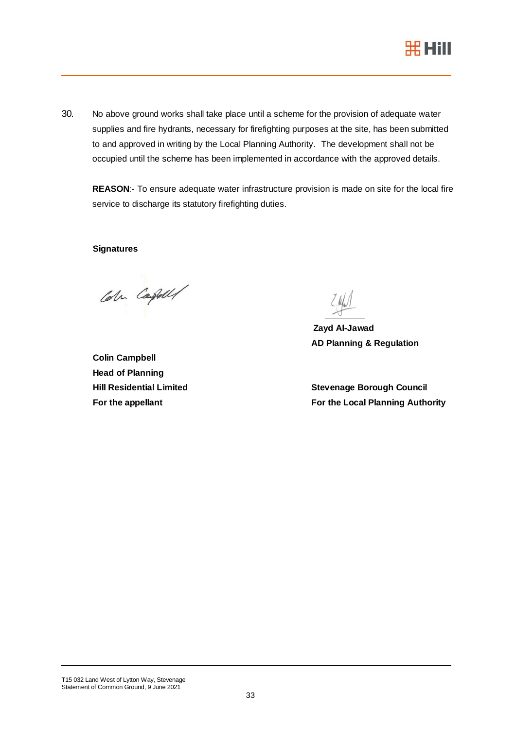30. No above ground works shall take place until a scheme for the provision of adequate water supplies and fire hydrants, necessary for firefighting purposes at the site, has been submitted to and approved in writing by the Local Planning Authority. The development shall not be occupied until the scheme has been implemented in accordance with the approved details.

    **REASON**:- To ensure adequate water infrastructure provision is made on site for the local fire service to discharge its statutory firefighting duties.

**Signatures**

**Colin Campbell**
**Head of Planning**
**Hill Residential Limited**
**For the appellant**

**Zayd Al-Jawad**
**AD Planning & Regulation**
**Stevenage Borough Council**
**For the Local Planning Authority**